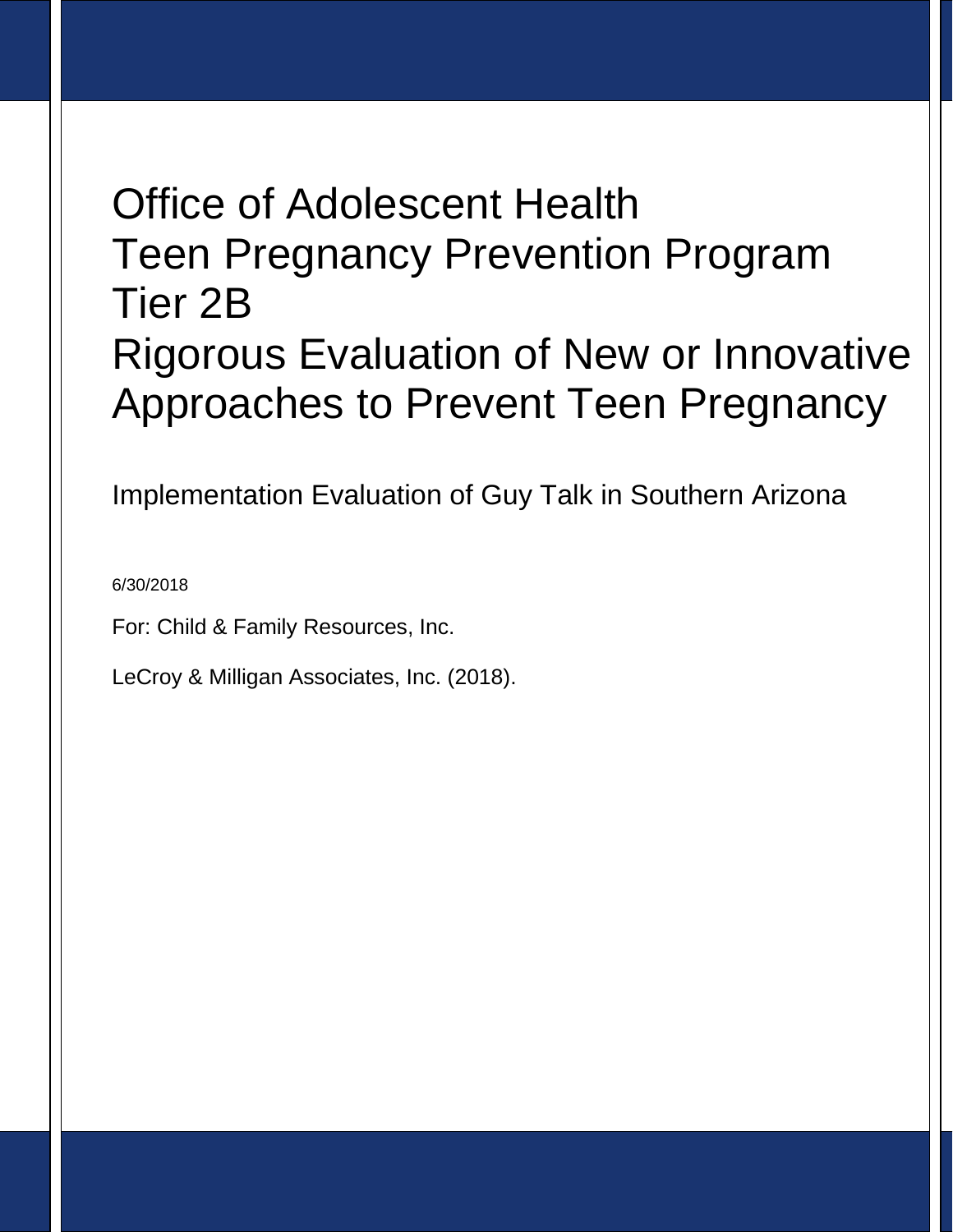# Office of Adolescent Health Teen Pregnancy Prevention Program Tier 2B Rigorous Evaluation of New or Innovative Approaches to Prevent Teen Pregnancy

Implementation Evaluation of Guy Talk in Southern Arizona

6/30/2018

For: Child & Family Resources, Inc.

LeCroy & Milligan Associates, Inc. (2018).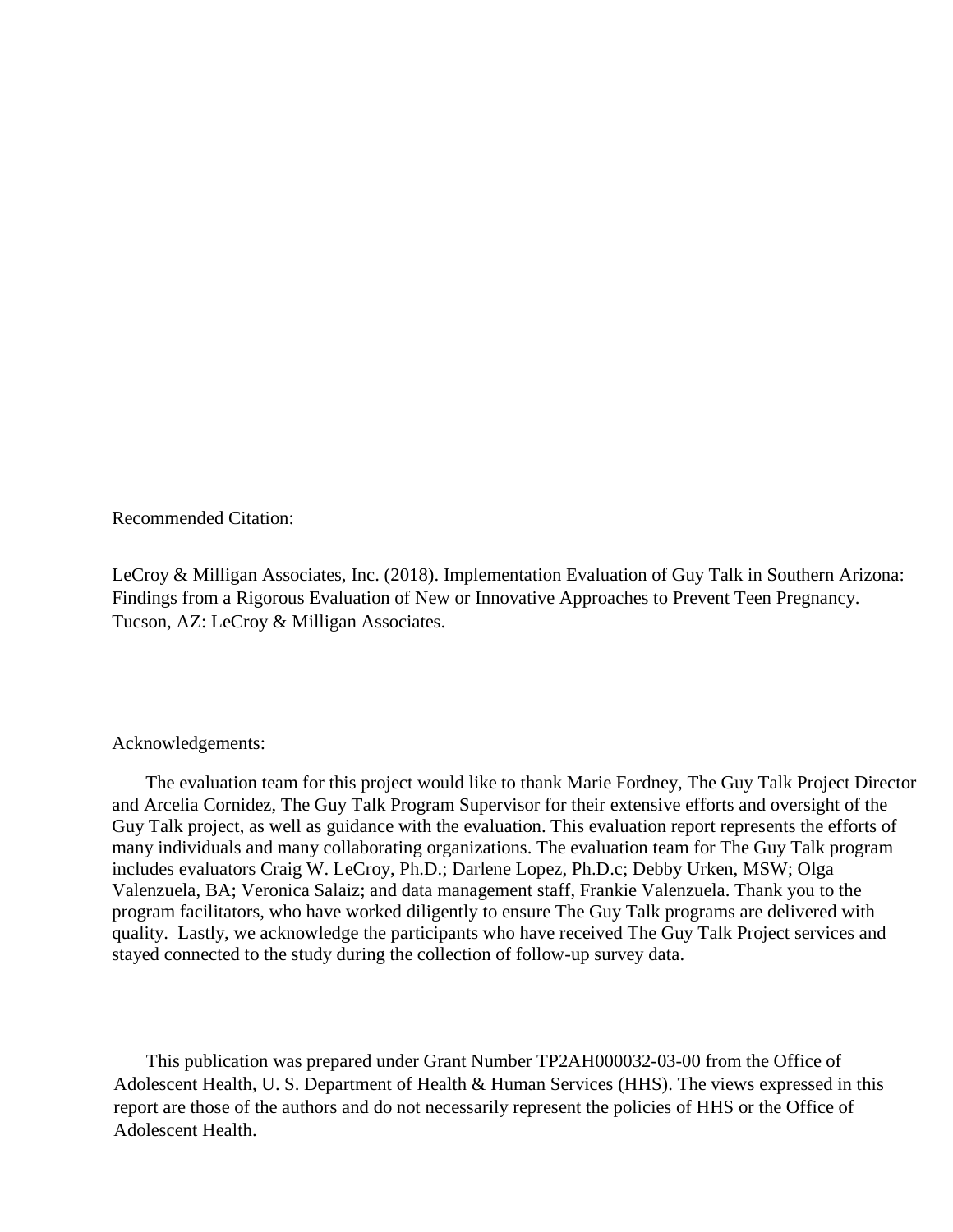Recommended Citation:

LeCroy & Milligan Associates, Inc. (2018). Implementation Evaluation of Guy Talk in Southern Arizona: Findings from a Rigorous Evaluation of New or Innovative Approaches to Prevent Teen Pregnancy. Tucson, AZ: LeCroy & Milligan Associates.

Acknowledgements:

The evaluation team for this project would like to thank Marie Fordney, The Guy Talk Project Director and Arcelia Cornidez, The Guy Talk Program Supervisor for their extensive efforts and oversight of the Guy Talk project, as well as guidance with the evaluation. This evaluation report represents the efforts of many individuals and many collaborating organizations. The evaluation team for The Guy Talk program includes evaluators Craig W. LeCroy, Ph.D.; Darlene Lopez, Ph.D.c; Debby Urken, MSW; Olga Valenzuela, BA; Veronica Salaiz; and data management staff, Frankie Valenzuela. Thank you to the program facilitators, who have worked diligently to ensure The Guy Talk programs are delivered with quality. Lastly, we acknowledge the participants who have received The Guy Talk Project services and stayed connected to the study during the collection of follow-up survey data.

This publication was prepared under Grant Number TP2AH000032-03-00 from the Office of Adolescent Health, U. S. Department of Health & Human Services (HHS). The views expressed in this report are those of the authors and do not necessarily represent the policies of HHS or the Office of Adolescent Health.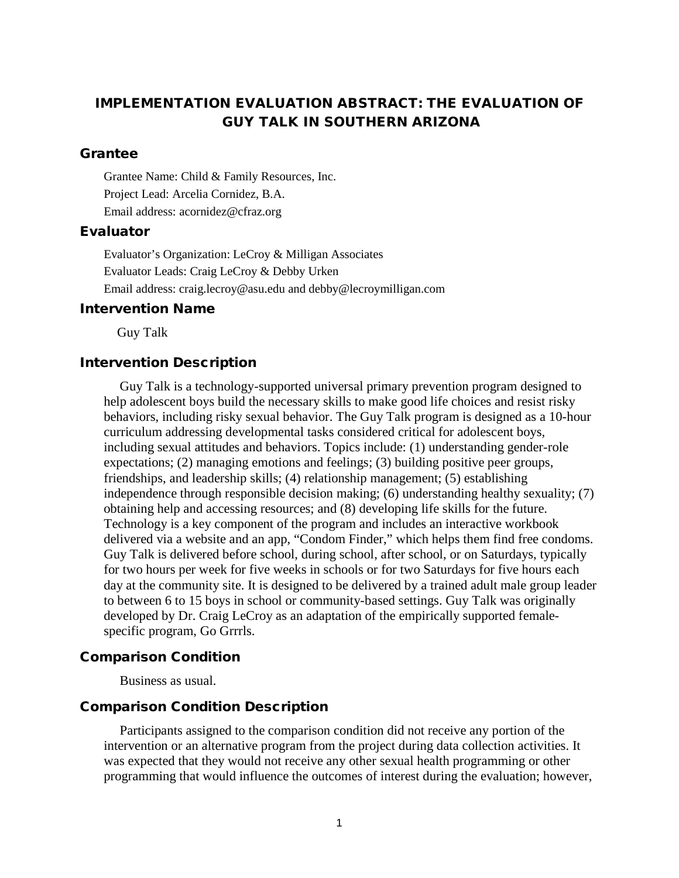# IMPLEMENTATION EVALUATION ABSTRACT: THE EVALUATION OF GUY TALK IN SOUTHERN ARIZONA

## Grantee

Grantee Name: Child & Family Resources, Inc.

Project Lead: Arcelia Cornidez, B.A.

Email address: acornidez@cfraz.org

## Evaluator

Evaluator's Organization: LeCroy & Milligan Associates

Evaluator Leads: Craig LeCroy & Debby Urken

Email address: craig.lecroy@asu.edu and debby@lecroymilligan.com

## Intervention Name

Guy Talk

## Intervention Description

Guy Talk is a technology-supported universal primary prevention program designed to help adolescent boys build the necessary skills to make good life choices and resist risky behaviors, including risky sexual behavior. The Guy Talk program is designed as a 10-hour curriculum addressing developmental tasks considered critical for adolescent boys, including sexual attitudes and behaviors. Topics include: (1) understanding gender-role expectations; (2) managing emotions and feelings; (3) building positive peer groups, friendships, and leadership skills; (4) relationship management; (5) establishing independence through responsible decision making; (6) understanding healthy sexuality; (7) obtaining help and accessing resources; and (8) developing life skills for the future. Technology is a key component of the program and includes an interactive workbook delivered via a website and an app, "Condom Finder," which helps them find free condoms. Guy Talk is delivered before school, during school, after school, or on Saturdays, typically for two hours per week for five weeks in schools or for two Saturdays for five hours each day at the community site. It is designed to be delivered by a trained adult male group leader to between 6 to 15 boys in school or community-based settings. Guy Talk was originally developed by Dr. Craig LeCroy as an adaptation of the empirically supported female-specific program, Go Grrrls.

## Comparison Condition

Business as usual.

## Comparison Condition Description

Participants assigned to the comparison condition did not receive any portion of the intervention or an alternative program from the project during data collection activities. It was expected that they would not receive any other sexual health programming or other programming that would influence the outcomes of interest during the evaluation; however,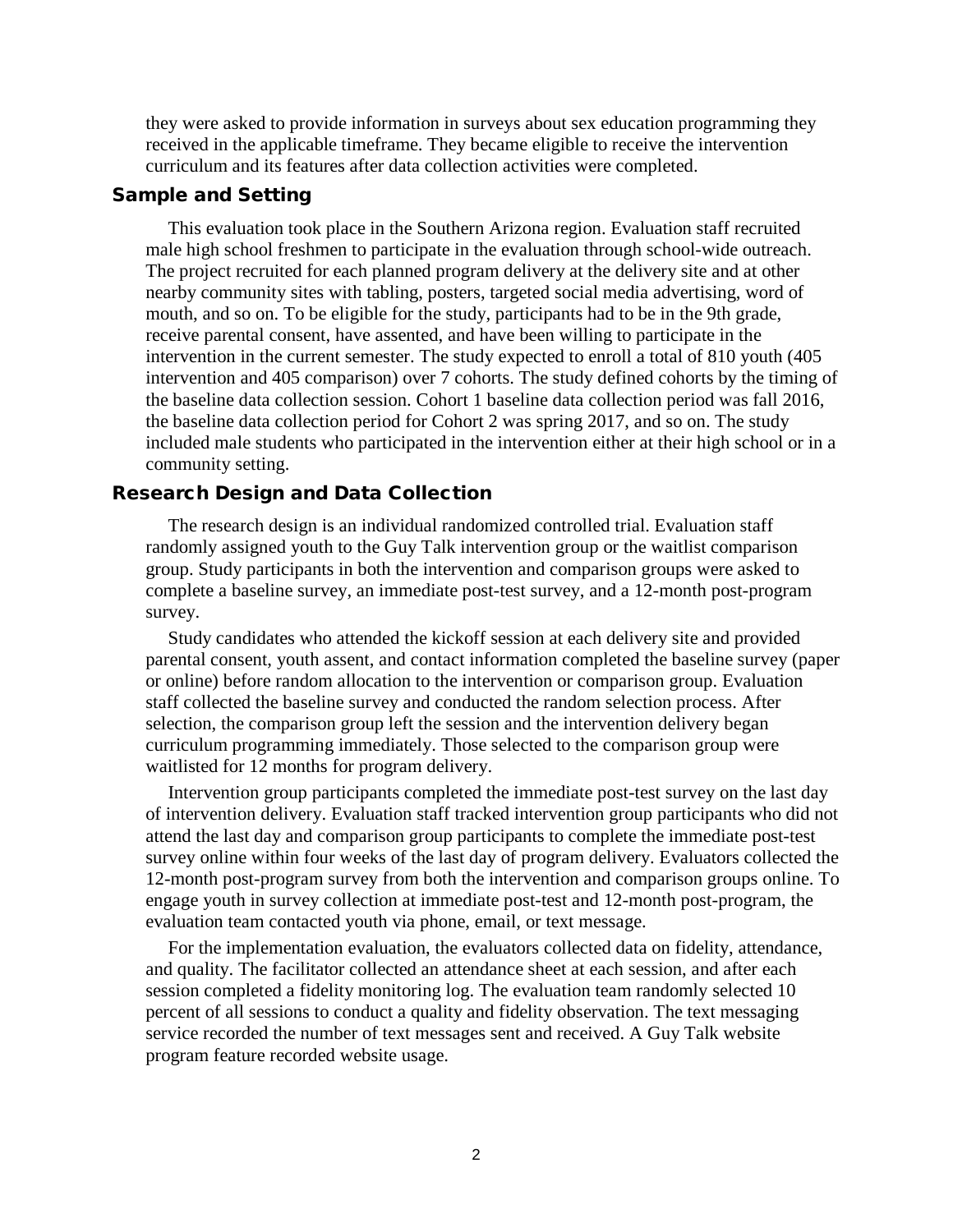they were asked to provide information in surveys about sex education programming they received in the applicable timeframe. They became eligible to receive the intervention curriculum and its features after data collection activities were completed.

## Sample and Setting

This evaluation took place in the Southern Arizona region. Evaluation staff recruited male high school freshmen to participate in the evaluation through school-wide outreach. The project recruited for each planned program delivery at the delivery site and at other nearby community sites with tabling, posters, targeted social media advertising, word of mouth, and so on. To be eligible for the study, participants had to be in the 9th grade, receive parental consent, have assented, and have been willing to participate in the intervention in the current semester. The study expected to enroll a total of 810 youth (405 intervention and 405 comparison) over 7 cohorts. The study defined cohorts by the timing of the baseline data collection session. Cohort 1 baseline data collection period was fall 2016, the baseline data collection period for Cohort 2 was spring 2017, and so on. The study included male students who participated in the intervention either at their high school or in a community setting.

## Research Design and Data Collection

The research design is an individual randomized controlled trial. Evaluation staff randomly assigned youth to the Guy Talk intervention group or the waitlist comparison group. Study participants in both the intervention and comparison groups were asked to complete a baseline survey, an immediate post-test survey, and a 12-month post-program survey.

Study candidates who attended the kickoff session at each delivery site and provided parental consent, youth assent, and contact information completed the baseline survey (paper or online) before random allocation to the intervention or comparison group. Evaluation staff collected the baseline survey and conducted the random selection process. After selection, the comparison group left the session and the intervention delivery began curriculum programming immediately. Those selected to the comparison group were waitlisted for 12 months for program delivery.

Intervention group participants completed the immediate post-test survey on the last day of intervention delivery. Evaluation staff tracked intervention group participants who did not attend the last day and comparison group participants to complete the immediate post-test survey online within four weeks of the last day of program delivery. Evaluators collected the 12-month post-program survey from both the intervention and comparison groups online. To engage youth in survey collection at immediate post-test and 12-month post-program, the evaluation team contacted youth via phone, email, or text message.

For the implementation evaluation, the evaluators collected data on fidelity, attendance, and quality. The facilitator collected an attendance sheet at each session, and after each session completed a fidelity monitoring log. The evaluation team randomly selected 10 percent of all sessions to conduct a quality and fidelity observation. The text messaging service recorded the number of text messages sent and received. A Guy Talk website program feature recorded website usage.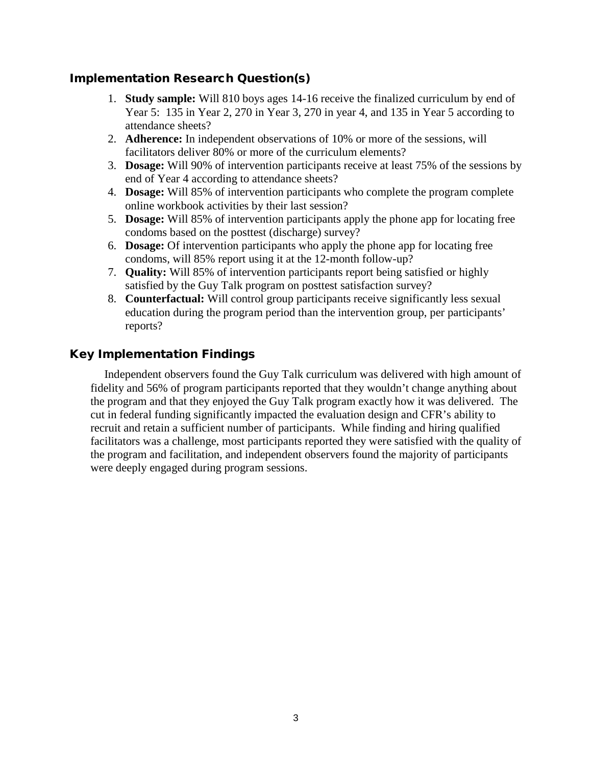## Implementation Research Question(s)

1. **Study sample:** Will 810 boys ages 14-16 receive the finalized curriculum by end of Year 5: 135 in Year 2, 270 in Year 3, 270 in year 4, and 135 in Year 5 according to attendance sheets?
2. **Adherence:** In independent observations of 10% or more of the sessions, will facilitators deliver 80% or more of the curriculum elements?
3. **Dosage:** Will 90% of intervention participants receive at least 75% of the sessions by end of Year 4 according to attendance sheets?
4. **Dosage:** Will 85% of intervention participants who complete the program complete online workbook activities by their last session?
5. **Dosage:** Will 85% of intervention participants apply the phone app for locating free condoms based on the posttest (discharge) survey?
6. **Dosage:** Of intervention participants who apply the phone app for locating free condoms, will 85% report using it at the 12-month follow-up?
7. **Quality:** Will 85% of intervention participants report being satisfied or highly satisfied by the Guy Talk program on posttest satisfaction survey?
8. **Counterfactual:** Will control group participants receive significantly less sexual education during the program period than the intervention group, per participants' reports?

## Key Implementation Findings

Independent observers found the Guy Talk curriculum was delivered with high amount of fidelity and 56% of program participants reported that they wouldn't change anything about the program and that they enjoyed the Guy Talk program exactly how it was delivered. The cut in federal funding significantly impacted the evaluation design and CFR's ability to recruit and retain a sufficient number of participants. While finding and hiring qualified facilitators was a challenge, most participants reported they were satisfied with the quality of the program and facilitation, and independent observers found the majority of participants were deeply engaged during program sessions.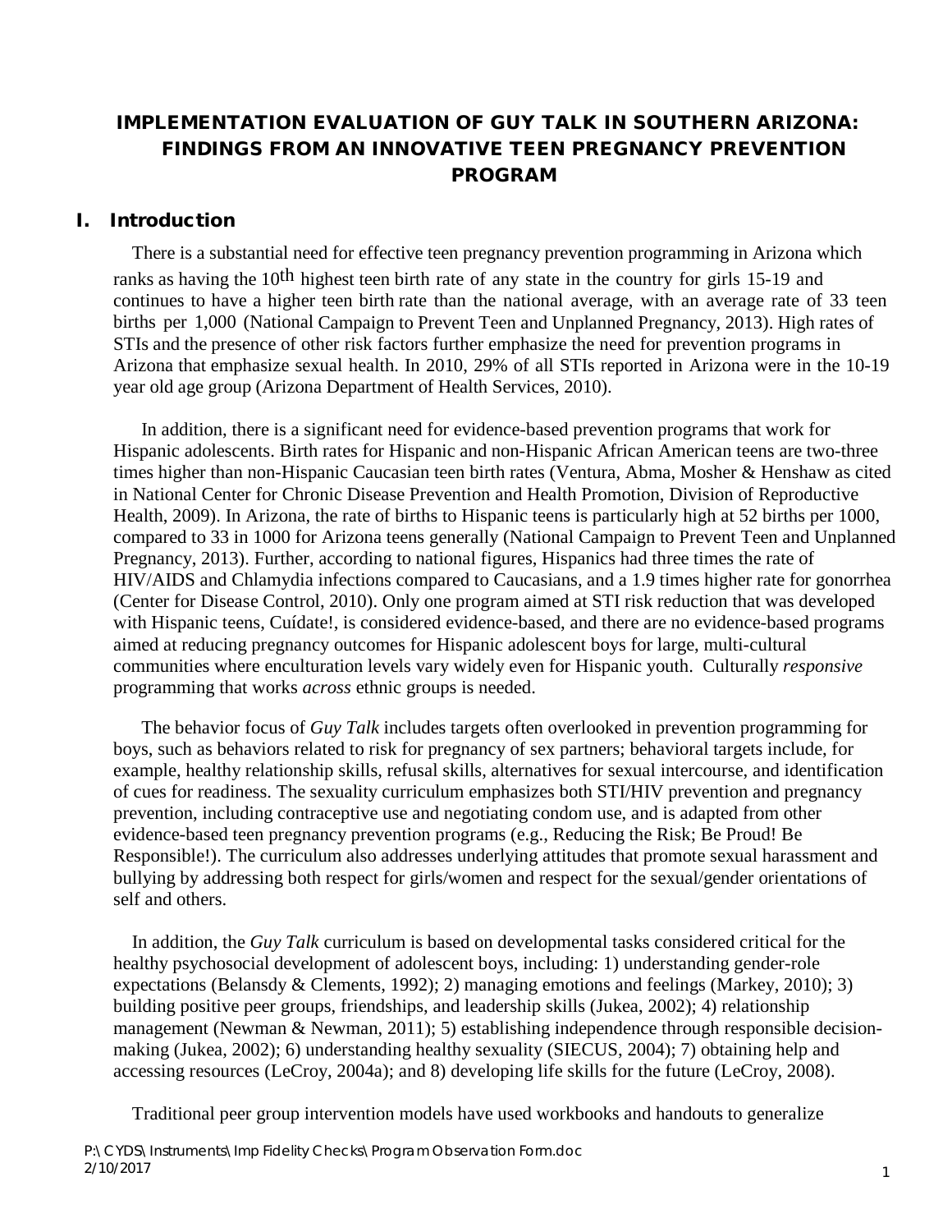# IMPLEMENTATION EVALUATION OF GUY TALK IN SOUTHERN ARIZONA: FINDINGS FROM AN INNOVATIVE TEEN PREGNANCY PREVENTION PROGRAM

## I. Introduction

There is a substantial need for effective teen pregnancy prevention programming in Arizona which ranks as having the 10th highest teen birth rate of any state in the country for girls 15-19 and continues to have a higher teen birth rate than the national average, with an average rate of 33 teen births per 1,000 (National Campaign to Prevent Teen and Unplanned Pregnancy, 2013). High rates of STIs and the presence of other risk factors further emphasize the need for prevention programs in Arizona that emphasize sexual health. In 2010, 29% of all STIs reported in Arizona were in the 10-19 year old age group (Arizona Department of Health Services, 2010).

In addition, there is a significant need for evidence-based prevention programs that work for Hispanic adolescents. Birth rates for Hispanic and non-Hispanic African American teens are two-three times higher than non-Hispanic Caucasian teen birth rates (Ventura, Abma, Mosher & Henshaw as cited in National Center for Chronic Disease Prevention and Health Promotion, Division of Reproductive Health, 2009). In Arizona, the rate of births to Hispanic teens is particularly high at 52 births per 1000, compared to 33 in 1000 for Arizona teens generally (National Campaign to Prevent Teen and Unplanned Pregnancy, 2013). Further, according to national figures, Hispanics had three times the rate of HIV/AIDS and Chlamydia infections compared to Caucasians, and a 1.9 times higher rate for gonorrhea (Center for Disease Control, 2010). Only one program aimed at STI risk reduction that was developed with Hispanic teens, Cuídate!, is considered evidence-based, and there are no evidence-based programs aimed at reducing pregnancy outcomes for Hispanic adolescent boys for large, multi-cultural communities where enculturation levels vary widely even for Hispanic youth. Culturally *responsive* programming that works *across* ethnic groups is needed.

The behavior focus of *Guy Talk* includes targets often overlooked in prevention programming for boys, such as behaviors related to risk for pregnancy of sex partners; behavioral targets include, for example, healthy relationship skills, refusal skills, alternatives for sexual intercourse, and identification of cues for readiness. The sexuality curriculum emphasizes both STI/HIV prevention and pregnancy prevention, including contraceptive use and negotiating condom use, and is adapted from other evidence-based teen pregnancy prevention programs (e.g., Reducing the Risk; Be Proud! Be Responsible!). The curriculum also addresses underlying attitudes that promote sexual harassment and bullying by addressing both respect for girls/women and respect for the sexual/gender orientations of self and others.

In addition, the *Guy Talk* curriculum is based on developmental tasks considered critical for the healthy psychosocial development of adolescent boys, including: 1) understanding gender-role expectations (Belansdy & Clements, 1992); 2) managing emotions and feelings (Markey, 2010); 3) building positive peer groups, friendships, and leadership skills (Jukea, 2002); 4) relationship management (Newman & Newman, 2011); 5) establishing independence through responsible decision-making (Jukea, 2002); 6) understanding healthy sexuality (SIECUS, 2004); 7) obtaining help and accessing resources (LeCroy, 2004a); and 8) developing life skills for the future (LeCroy, 2008).

Traditional peer group intervention models have used workbooks and handouts to generalize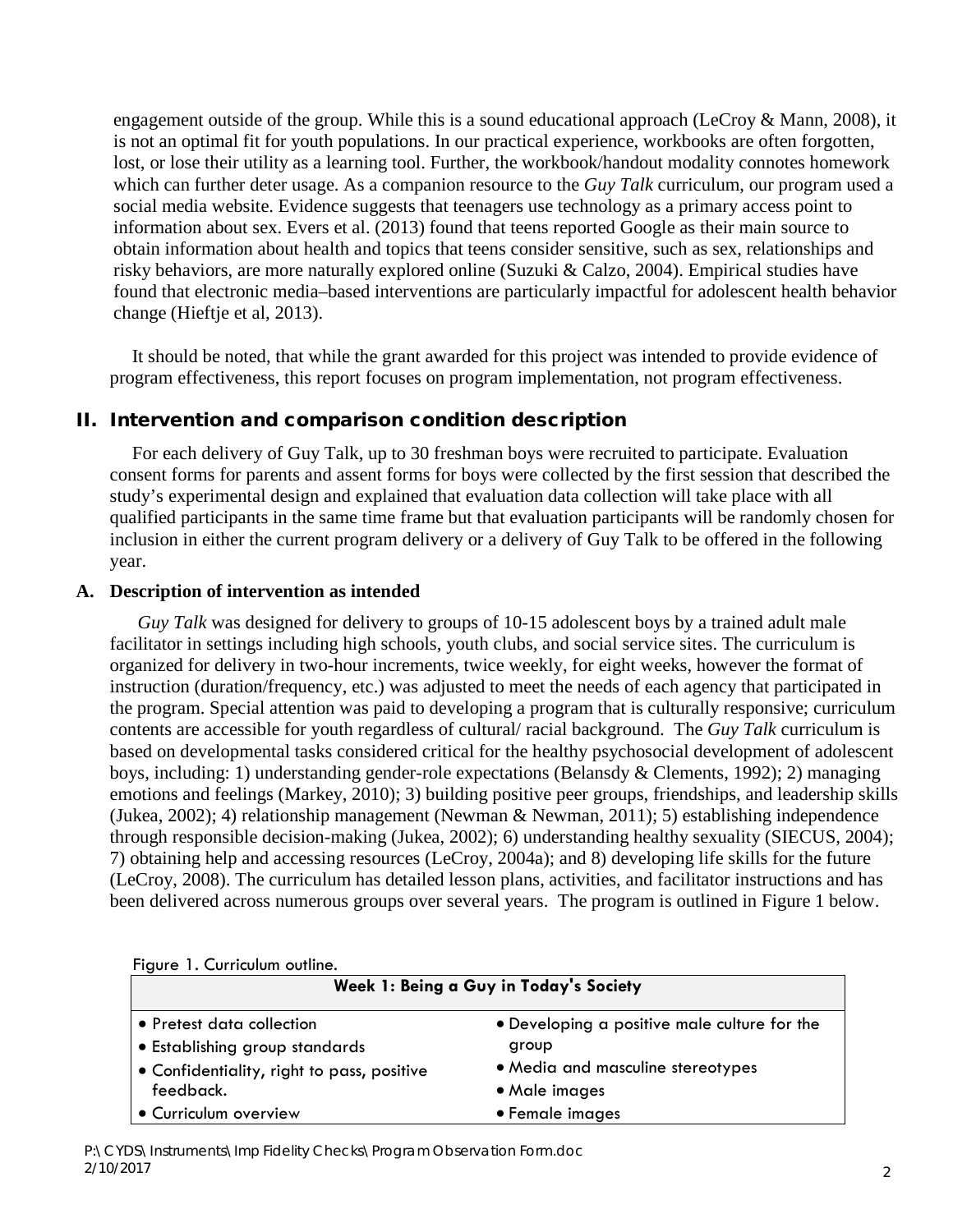engagement outside of the group. While this is a sound educational approach (LeCroy & Mann, 2008), it is not an optimal fit for youth populations. In our practical experience, workbooks are often forgotten, lost, or lose their utility as a learning tool. Further, the workbook/handout modality connotes homework which can further deter usage. As a companion resource to the *Guy Talk* curriculum, our program used a social media website. Evidence suggests that teenagers use technology as a primary access point to information about sex. Evers et al. (2013) found that teens reported Google as their main source to obtain information about health and topics that teens consider sensitive, such as sex, relationships and risky behaviors, are more naturally explored online (Suzuki & Calzo, 2004). Empirical studies have found that electronic media–based interventions are particularly impactful for adolescent health behavior change (Hieftje et al, 2013).

It should be noted, that while the grant awarded for this project was intended to provide evidence of program effectiveness, this report focuses on program implementation, not program effectiveness.

## II. Intervention and comparison condition description

For each delivery of Guy Talk, up to 30 freshman boys were recruited to participate. Evaluation consent forms for parents and assent forms for boys were collected by the first session that described the study's experimental design and explained that evaluation data collection will take place with all qualified participants in the same time frame but that evaluation participants will be randomly chosen for inclusion in either the current program delivery or a delivery of Guy Talk to be offered in the following year.

### A. Description of intervention as intended

*Guy Talk* was designed for delivery to groups of 10-15 adolescent boys by a trained adult male facilitator in settings including high schools, youth clubs, and social service sites. The curriculum is organized for delivery in two-hour increments, twice weekly, for eight weeks, however the format of instruction (duration/frequency, etc.) was adjusted to meet the needs of each agency that participated in the program. Special attention was paid to developing a program that is culturally responsive; curriculum contents are accessible for youth regardless of cultural/ racial background. The *Guy Talk* curriculum is based on developmental tasks considered critical for the healthy psychosocial development of adolescent boys, including: 1) understanding gender-role expectations (Belansdy & Clements, 1992); 2) managing emotions and feelings (Markey, 2010); 3) building positive peer groups, friendships, and leadership skills (Jukea, 2002); 4) relationship management (Newman & Newman, 2011); 5) establishing independence through responsible decision-making (Jukea, 2002); 6) understanding healthy sexuality (SIECUS, 2004); 7) obtaining help and accessing resources (LeCroy, 2004a); and 8) developing life skills for the future (LeCroy, 2008). The curriculum has detailed lesson plans, activities, and facilitator instructions and has been delivered across numerous groups over several years. The program is outlined in Figure 1 below.

Figure 1. Curriculum outline.

| Week 1: Being a Guy in Today's Society | |
|---|---|
| • Pretest data collection<br>• Establishing group standards<br>• Confidentiality, right to pass, positive feedback.<br>• Curriculum overview | • Developing a positive male culture for the group<br>• Media and masculine stereotypes<br>• Male images<br>• Female images |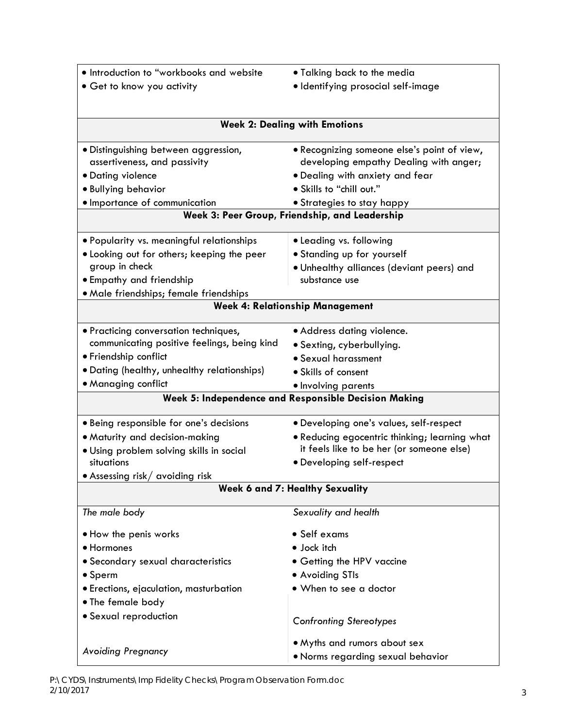| | |
|---|---|
| • Introduction to "workbooks and website<br>• Get to know you activity | • Talking back to the media<br>• Identifying prosocial self-image |
| **Week 2: Dealing with Emotions** | |
| • Distinguishing between aggression, assertiveness, and passivity<br>• Dating violence<br>• Bullying behavior<br>• Importance of communication | • Recognizing someone else's point of view, developing empathy Dealing with anger;<br>• Dealing with anxiety and fear<br>• Skills to "chill out."<br>• Strategies to stay happy |
| **Week 3: Peer Group, Friendship, and Leadership** | |
| • Popularity vs. meaningful relationships<br>• Looking out for others; keeping the peer group in check<br>• Empathy and friendship<br>• Male friendships; female friendships | • Leading vs. following<br>• Standing up for yourself<br>• Unhealthy alliances (deviant peers) and substance use |
| **Week 4: Relationship Management** | |
| • Practicing conversation techniques, communicating positive feelings, being kind<br>• Friendship conflict<br>• Dating (healthy, unhealthy relationships)<br>• Managing conflict | • Address dating violence.<br>• Sexting, cyberbullying.<br>• Sexual harassment<br>• Skills of consent<br>• Involving parents |
| **Week 5: Independence and Responsible Decision Making** | |
| • Being responsible for one's decisions<br>• Maturity and decision-making<br>• Using problem solving skills in social situations<br>• Assessing risk/ avoiding risk | • Developing one's values, self-respect<br>• Reducing egocentric thinking; learning what it feels like to be her (or someone else)<br>• Developing self-respect |
| **Week 6 and 7: Healthy Sexuality** | |
| *The male body*<br>• How the penis works<br>• Hormones<br>• Secondary sexual characteristics<br>• Sperm<br>• Erections, ejaculation, masturbation<br>• The female body<br>• Sexual reproduction<br><br>*Avoiding Pregnancy* | *Sexuality and health*<br>• Self exams<br>• Jock itch<br>• Getting the HPV vaccine<br>• Avoiding STIs<br>• When to see a doctor<br><br>*Confronting Stereotypes*<br>• Myths and rumors about sex<br>• Norms regarding sexual behavior |

P:\ CYDS\ Instruments\ Imp Fidelity Checks\ Program Observation Form.doc
2/10/2017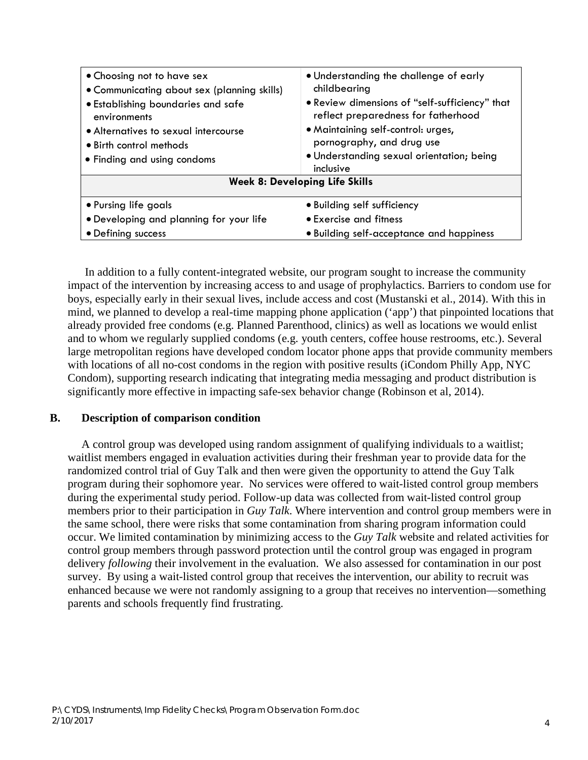| | |
|---|---|
| • Choosing not to have sex<br>• Communicating about sex (planning skills)<br>• Establishing boundaries and safe environments<br>• Alternatives to sexual intercourse<br>• Birth control methods<br>• Finding and using condoms | • Understanding the challenge of early childbearing<br>• Review dimensions of "self-sufficiency" that reflect preparedness for fatherhood<br>• Maintaining self-control: urges, pornography, and drug use<br>• Understanding sexual orientation; being inclusive |
| **Week 8: Developing Life Skills** | |
| • Pursing life goals<br>• Developing and planning for your life<br>• Defining success | • Building self sufficiency<br>• Exercise and fitness<br>• Building self-acceptance and happiness |

In addition to a fully content-integrated website, our program sought to increase the community impact of the intervention by increasing access to and usage of prophylactics. Barriers to condom use for boys, especially early in their sexual lives, include access and cost (Mustanski et al., 2014). With this in mind, we planned to develop a real-time mapping phone application ('app') that pinpointed locations that already provided free condoms (e.g. Planned Parenthood, clinics) as well as locations we would enlist and to whom we regularly supplied condoms (e.g. youth centers, coffee house restrooms, etc.). Several large metropolitan regions have developed condom locator phone apps that provide community members with locations of all no-cost condoms in the region with positive results (iCondom Philly App, NYC Condom), supporting research indicating that integrating media messaging and product distribution is significantly more effective in impacting safe-sex behavior change (Robinson et al, 2014).

**B. Description of comparison condition**

A control group was developed using random assignment of qualifying individuals to a waitlist; waitlist members engaged in evaluation activities during their freshman year to provide data for the randomized control trial of Guy Talk and then were given the opportunity to attend the Guy Talk program during their sophomore year. No services were offered to wait-listed control group members during the experimental study period. Follow-up data was collected from wait-listed control group members prior to their participation in *Guy Talk*. Where intervention and control group members were in the same school, there were risks that some contamination from sharing program information could occur. We limited contamination by minimizing access to the *Guy Talk* website and related activities for control group members through password protection until the control group was engaged in program delivery *following* their involvement in the evaluation. We also assessed for contamination in our post survey. By using a wait-listed control group that receives the intervention, our ability to recruit was enhanced because we were not randomly assigning to a group that receives no intervention—something parents and schools frequently find frustrating.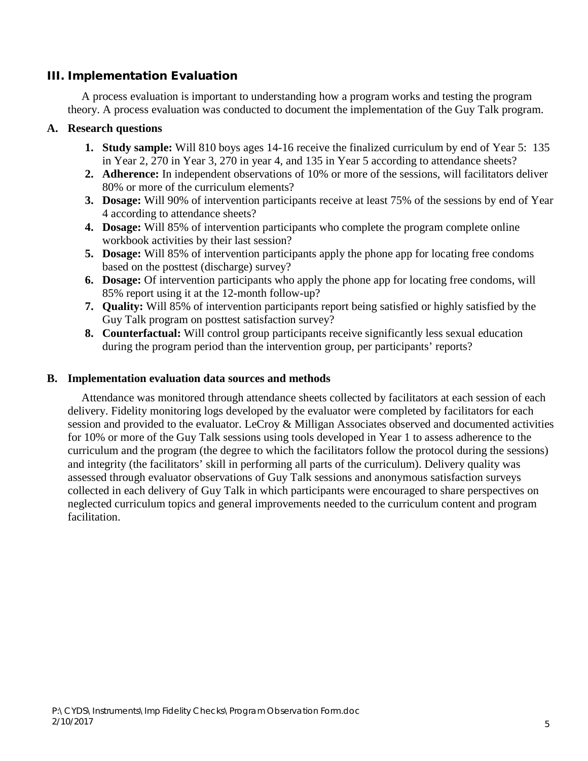## III. Implementation Evaluation

A process evaluation is important to understanding how a program works and testing the program theory. A process evaluation was conducted to document the implementation of the Guy Talk program.

### A. Research questions

1. **Study sample:** Will 810 boys ages 14-16 receive the finalized curriculum by end of Year 5: 135 in Year 2, 270 in Year 3, 270 in year 4, and 135 in Year 5 according to attendance sheets?
2. **Adherence:** In independent observations of 10% or more of the sessions, will facilitators deliver 80% or more of the curriculum elements?
3. **Dosage:** Will 90% of intervention participants receive at least 75% of the sessions by end of Year 4 according to attendance sheets?
4. **Dosage:** Will 85% of intervention participants who complete the program complete online workbook activities by their last session?
5. **Dosage:** Will 85% of intervention participants apply the phone app for locating free condoms based on the posttest (discharge) survey?
6. **Dosage:** Of intervention participants who apply the phone app for locating free condoms, will 85% report using it at the 12-month follow-up?
7. **Quality:** Will 85% of intervention participants report being satisfied or highly satisfied by the Guy Talk program on posttest satisfaction survey?
8. **Counterfactual:** Will control group participants receive significantly less sexual education during the program period than the intervention group, per participants' reports?

### B. Implementation evaluation data sources and methods

Attendance was monitored through attendance sheets collected by facilitators at each session of each delivery. Fidelity monitoring logs developed by the evaluator were completed by facilitators for each session and provided to the evaluator. LeCroy & Milligan Associates observed and documented activities for 10% or more of the Guy Talk sessions using tools developed in Year 1 to assess adherence to the curriculum and the program (the degree to which the facilitators follow the protocol during the sessions) and integrity (the facilitators' skill in performing all parts of the curriculum). Delivery quality was assessed through evaluator observations of Guy Talk sessions and anonymous satisfaction surveys collected in each delivery of Guy Talk in which participants were encouraged to share perspectives on neglected curriculum topics and general improvements needed to the curriculum content and program facilitation.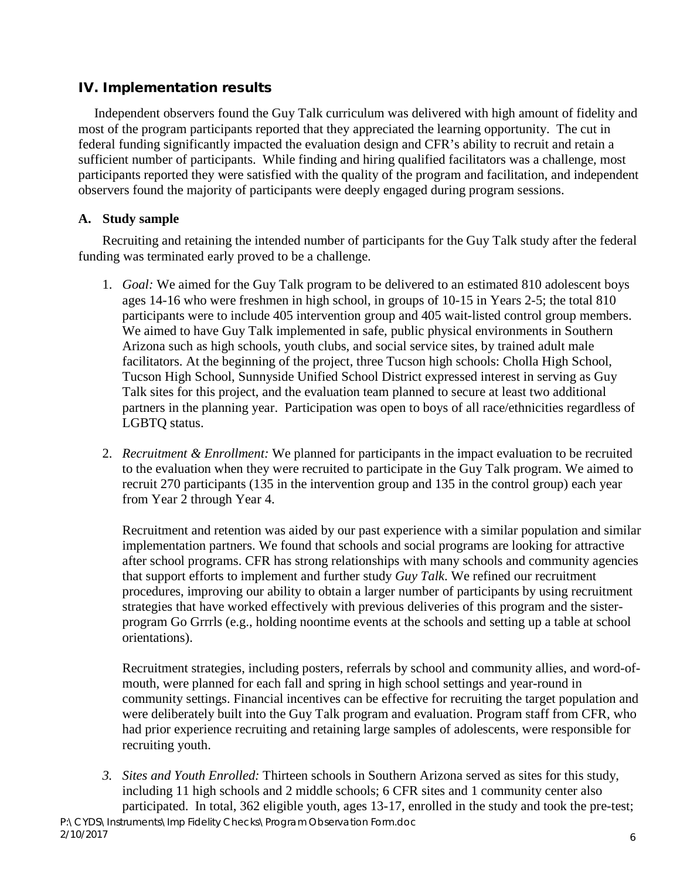## IV. Implementation results

Independent observers found the Guy Talk curriculum was delivered with high amount of fidelity and most of the program participants reported that they appreciated the learning opportunity. The cut in federal funding significantly impacted the evaluation design and CFR's ability to recruit and retain a sufficient number of participants. While finding and hiring qualified facilitators was a challenge, most participants reported they were satisfied with the quality of the program and facilitation, and independent observers found the majority of participants were deeply engaged during program sessions.

### A. Study sample

Recruiting and retaining the intended number of participants for the Guy Talk study after the federal funding was terminated early proved to be a challenge.

1. *Goal:* We aimed for the Guy Talk program to be delivered to an estimated 810 adolescent boys ages 14-16 who were freshmen in high school, in groups of 10-15 in Years 2-5; the total 810 participants were to include 405 intervention group and 405 wait-listed control group members. We aimed to have Guy Talk implemented in safe, public physical environments in Southern Arizona such as high schools, youth clubs, and social service sites, by trained adult male facilitators. At the beginning of the project, three Tucson high schools: Cholla High School, Tucson High School, Sunnyside Unified School District expressed interest in serving as Guy Talk sites for this project, and the evaluation team planned to secure at least two additional partners in the planning year. Participation was open to boys of all race/ethnicities regardless of LGBTQ status.

2. *Recruitment & Enrollment:* We planned for participants in the impact evaluation to be recruited to the evaluation when they were recruited to participate in the Guy Talk program. We aimed to recruit 270 participants (135 in the intervention group and 135 in the control group) each year from Year 2 through Year 4.

   Recruitment and retention was aided by our past experience with a similar population and similar implementation partners. We found that schools and social programs are looking for attractive after school programs. CFR has strong relationships with many schools and community agencies that support efforts to implement and further study *Guy Talk*. We refined our recruitment procedures, improving our ability to obtain a larger number of participants by using recruitment strategies that have worked effectively with previous deliveries of this program and the sister-program Go Grrrls (e.g., holding noontime events at the schools and setting up a table at school orientations).

   Recruitment strategies, including posters, referrals by school and community allies, and word-of-mouth, were planned for each fall and spring in high school settings and year-round in community settings. Financial incentives can be effective for recruiting the target population and were deliberately built into the Guy Talk program and evaluation. Program staff from CFR, who had prior experience recruiting and retaining large samples of adolescents, were responsible for recruiting youth.

3. *Sites and Youth Enrolled:* Thirteen schools in Southern Arizona served as sites for this study, including 11 high schools and 2 middle schools; 6 CFR sites and 1 community center also participated. In total, 362 eligible youth, ages 13-17, enrolled in the study and took the pre-test;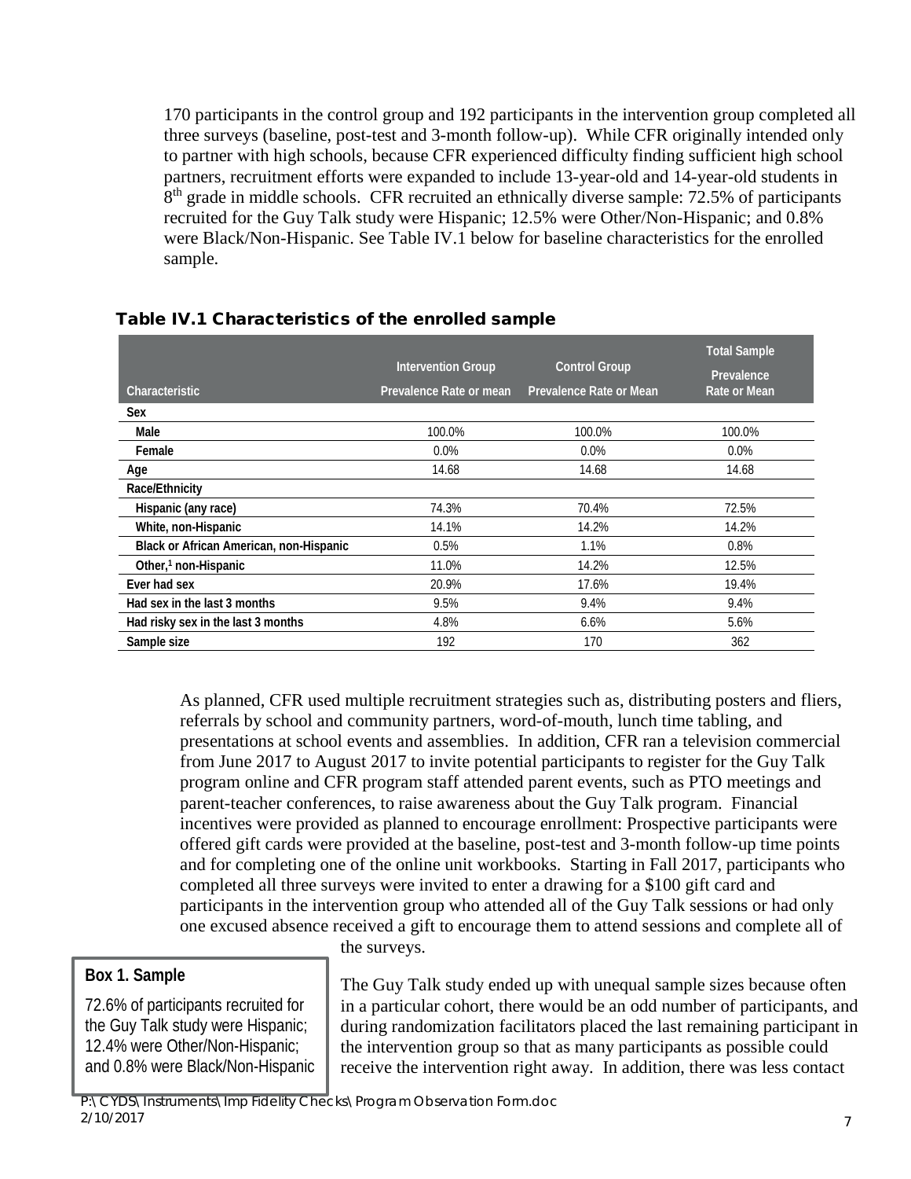170 participants in the control group and 192 participants in the intervention group completed all three surveys (baseline, post-test and 3-month follow-up). While CFR originally intended only to partner with high schools, because CFR experienced difficulty finding sufficient high school partners, recruitment efforts were expanded to include 13-year-old and 14-year-old students in 8th grade in middle schools. CFR recruited an ethnically diverse sample: 72.5% of participants recruited for the Guy Talk study were Hispanic; 12.5% were Other/Non-Hispanic; and 0.8% were Black/Non-Hispanic. See Table IV.1 below for baseline characteristics for the enrolled sample.

**Table IV.1 Characteristics of the enrolled sample**

| Characteristic | Intervention Group Prevalence Rate or mean | Control Group Prevalence Rate or Mean | Total Sample Prevalence Rate or Mean |
|---|---|---|---|
| Sex | | | |
| Male | 100.0% | 100.0% | 100.0% |
| Female | 0.0% | 0.0% | 0.0% |
| Age | 14.68 | 14.68 | 14.68 |
| Race/Ethnicity | | | |
| Hispanic (any race) | 74.3% | 70.4% | 72.5% |
| White, non-Hispanic | 14.1% | 14.2% | 14.2% |
| Black or African American, non-Hispanic | 0.5% | 1.1% | 0.8% |
| Other,[1] non-Hispanic | 11.0% | 14.2% | 12.5% |
| Ever had sex | 20.9% | 17.6% | 19.4% |
| Had sex in the last 3 months | 9.5% | 9.4% | 9.4% |
| Had risky sex in the last 3 months | 4.8% | 6.6% | 5.6% |
| Sample size | 192 | 170 | 362 |

As planned, CFR used multiple recruitment strategies such as, distributing posters and fliers, referrals by school and community partners, word-of-mouth, lunch time tabling, and presentations at school events and assemblies. In addition, CFR ran a television commercial from June 2017 to August 2017 to invite potential participants to register for the Guy Talk program online and CFR program staff attended parent events, such as PTO meetings and parent-teacher conferences, to raise awareness about the Guy Talk program. Financial incentives were provided as planned to encourage enrollment: Prospective participants were offered gift cards were provided at the baseline, post-test and 3-month follow-up time points and for completing one of the online unit workbooks. Starting in Fall 2017, participants who completed all three surveys were invited to enter a drawing for a $100 gift card and participants in the intervention group who attended all of the Guy Talk sessions or had only one excused absence received a gift to encourage them to attend sessions and complete all of the surveys.

> **Box 1. Sample**
>
> 72.6% of participants recruited for the Guy Talk study were Hispanic; 12.4% were Other/Non-Hispanic; and 0.8% were Black/Non-Hispanic

The Guy Talk study ended up with unequal sample sizes because often in a particular cohort, there would be an odd number of participants, and during randomization facilitators placed the last remaining participant in the intervention group so that as many participants as possible could receive the intervention right away. In addition, there was less contact

P:\ CYDS\ Instruments\ Imp Fidelity Checks\ Program Observation Form.doc
2/10/2017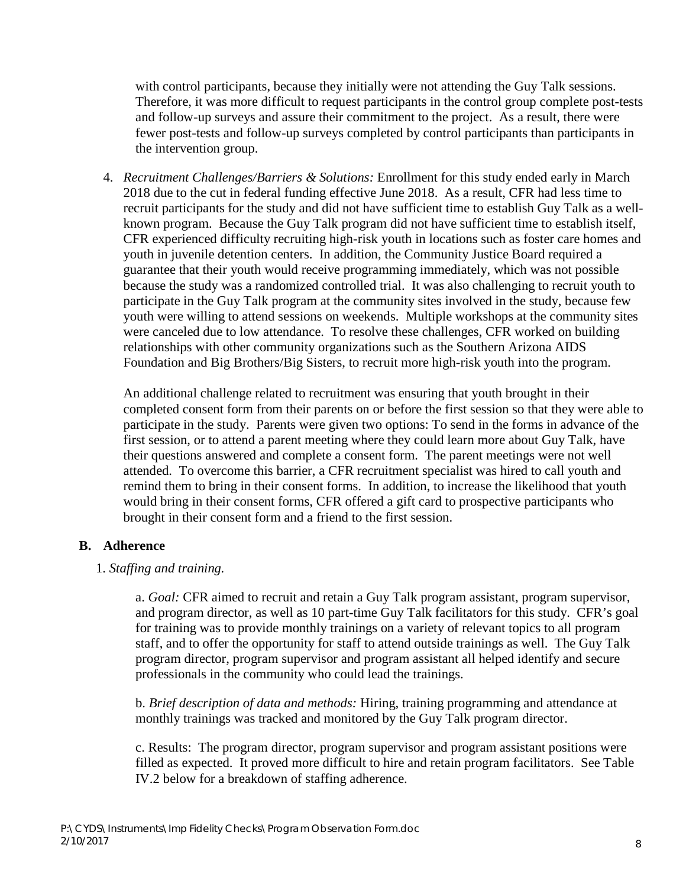with control participants, because they initially were not attending the Guy Talk sessions. Therefore, it was more difficult to request participants in the control group complete post-tests and follow-up surveys and assure their commitment to the project. As a result, there were fewer post-tests and follow-up surveys completed by control participants than participants in the intervention group.

4. *Recruitment Challenges/Barriers & Solutions:* Enrollment for this study ended early in March 2018 due to the cut in federal funding effective June 2018. As a result, CFR had less time to recruit participants for the study and did not have sufficient time to establish Guy Talk as a well-known program. Because the Guy Talk program did not have sufficient time to establish itself, CFR experienced difficulty recruiting high-risk youth in locations such as foster care homes and youth in juvenile detention centers. In addition, the Community Justice Board required a guarantee that their youth would receive programming immediately, which was not possible because the study was a randomized controlled trial. It was also challenging to recruit youth to participate in the Guy Talk program at the community sites involved in the study, because few youth were willing to attend sessions on weekends. Multiple workshops at the community sites were canceled due to low attendance. To resolve these challenges, CFR worked on building relationships with other community organizations such as the Southern Arizona AIDS Foundation and Big Brothers/Big Sisters, to recruit more high-risk youth into the program.

   An additional challenge related to recruitment was ensuring that youth brought in their completed consent form from their parents on or before the first session so that they were able to participate in the study. Parents were given two options: To send in the forms in advance of the first session, or to attend a parent meeting where they could learn more about Guy Talk, have their questions answered and complete a consent form. The parent meetings were not well attended. To overcome this barrier, a CFR recruitment specialist was hired to call youth and remind them to bring in their consent forms. In addition, to increase the likelihood that youth would bring in their consent forms, CFR offered a gift card to prospective participants who brought in their consent form and a friend to the first session.

## B. Adherence

1. *Staffing and training.*

   a. *Goal:* CFR aimed to recruit and retain a Guy Talk program assistant, program supervisor, and program director, as well as 10 part-time Guy Talk facilitators for this study. CFR's goal for training was to provide monthly trainings on a variety of relevant topics to all program staff, and to offer the opportunity for staff to attend outside trainings as well. The Guy Talk program director, program supervisor and program assistant all helped identify and secure professionals in the community who could lead the trainings.

   b. *Brief description of data and methods:* Hiring, training programming and attendance at monthly trainings was tracked and monitored by the Guy Talk program director.

   c. Results: The program director, program supervisor and program assistant positions were filled as expected. It proved more difficult to hire and retain program facilitators. See Table IV.2 below for a breakdown of staffing adherence.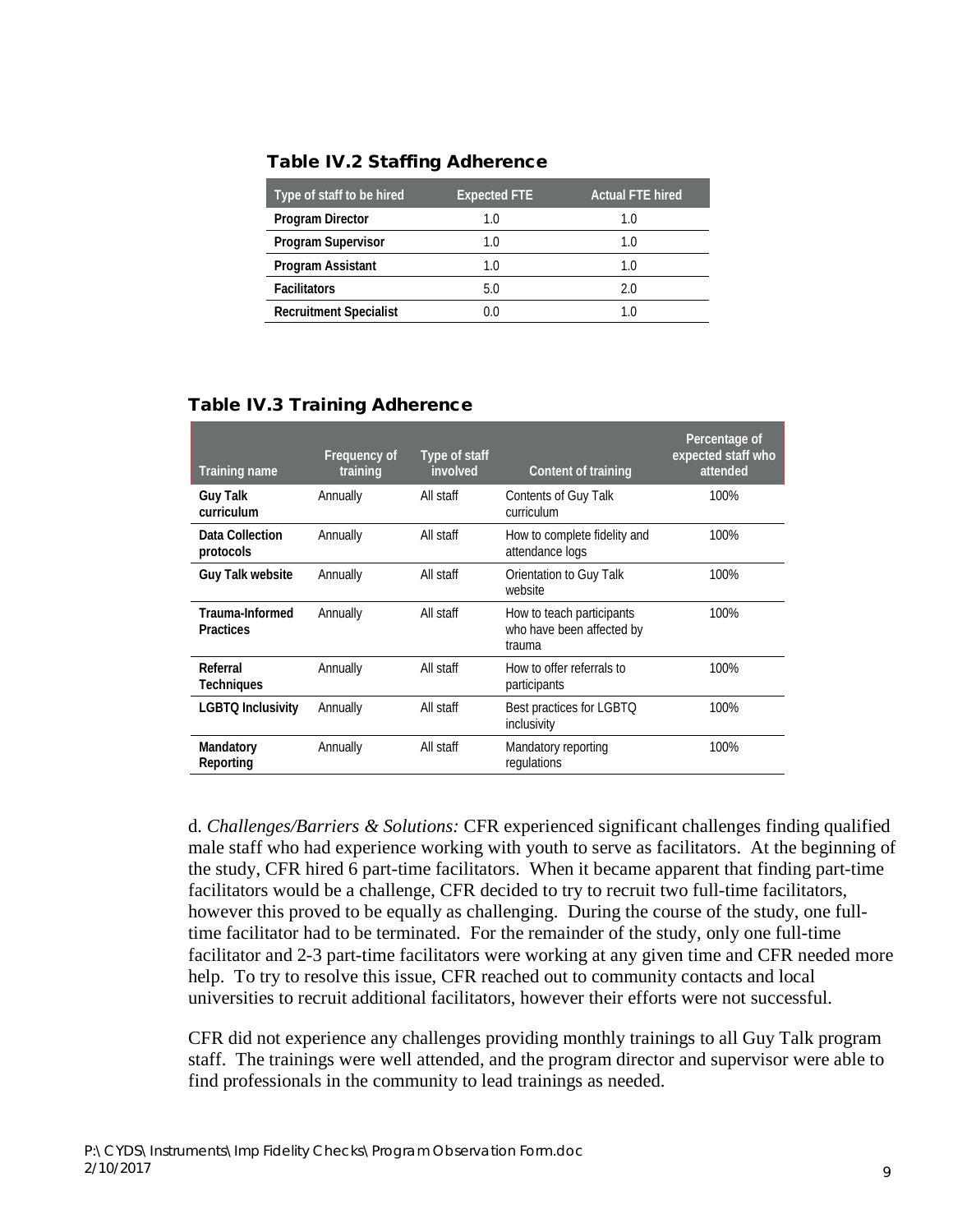### Table IV.2 Staffing Adherence

| Type of staff to be hired | Expected FTE | Actual FTE hired |
|---|---|---|
| **Program Director** | 1.0 | 1.0 |
| **Program Supervisor** | 1.0 | 1.0 |
| **Program Assistant** | 1.0 | 1.0 |
| **Facilitators** | 5.0 | 2.0 |
| **Recruitment Specialist** | 0.0 | 1.0 |

### Table IV.3 Training Adherence

| Training name | Frequency of training | Type of staff involved | Content of training | Percentage of expected staff who attended |
|---|---|---|---|---|
| **Guy Talk curriculum** | Annually | All staff | Contents of Guy Talk curriculum | 100% |
| **Data Collection protocols** | Annually | All staff | How to complete fidelity and attendance logs | 100% |
| **Guy Talk website** | Annually | All staff | Orientation to Guy Talk website | 100% |
| **Trauma-Informed Practices** | Annually | All staff | How to teach participants who have been affected by trauma | 100% |
| **Referral Techniques** | Annually | All staff | How to offer referrals to participants | 100% |
| **LGBTQ Inclusivity** | Annually | All staff | Best practices for LGBTQ inclusivity | 100% |
| **Mandatory Reporting** | Annually | All staff | Mandatory reporting regulations | 100% |

d. *Challenges/Barriers & Solutions:* CFR experienced significant challenges finding qualified male staff who had experience working with youth to serve as facilitators. At the beginning of the study, CFR hired 6 part-time facilitators. When it became apparent that finding part-time facilitators would be a challenge, CFR decided to try to recruit two full-time facilitators, however this proved to be equally as challenging. During the course of the study, one full-time facilitator had to be terminated. For the remainder of the study, only one full-time facilitator and 2-3 part-time facilitators were working at any given time and CFR needed more help. To try to resolve this issue, CFR reached out to community contacts and local universities to recruit additional facilitators, however their efforts were not successful.

CFR did not experience any challenges providing monthly trainings to all Guy Talk program staff. The trainings were well attended, and the program director and supervisor were able to find professionals in the community to lead trainings as needed.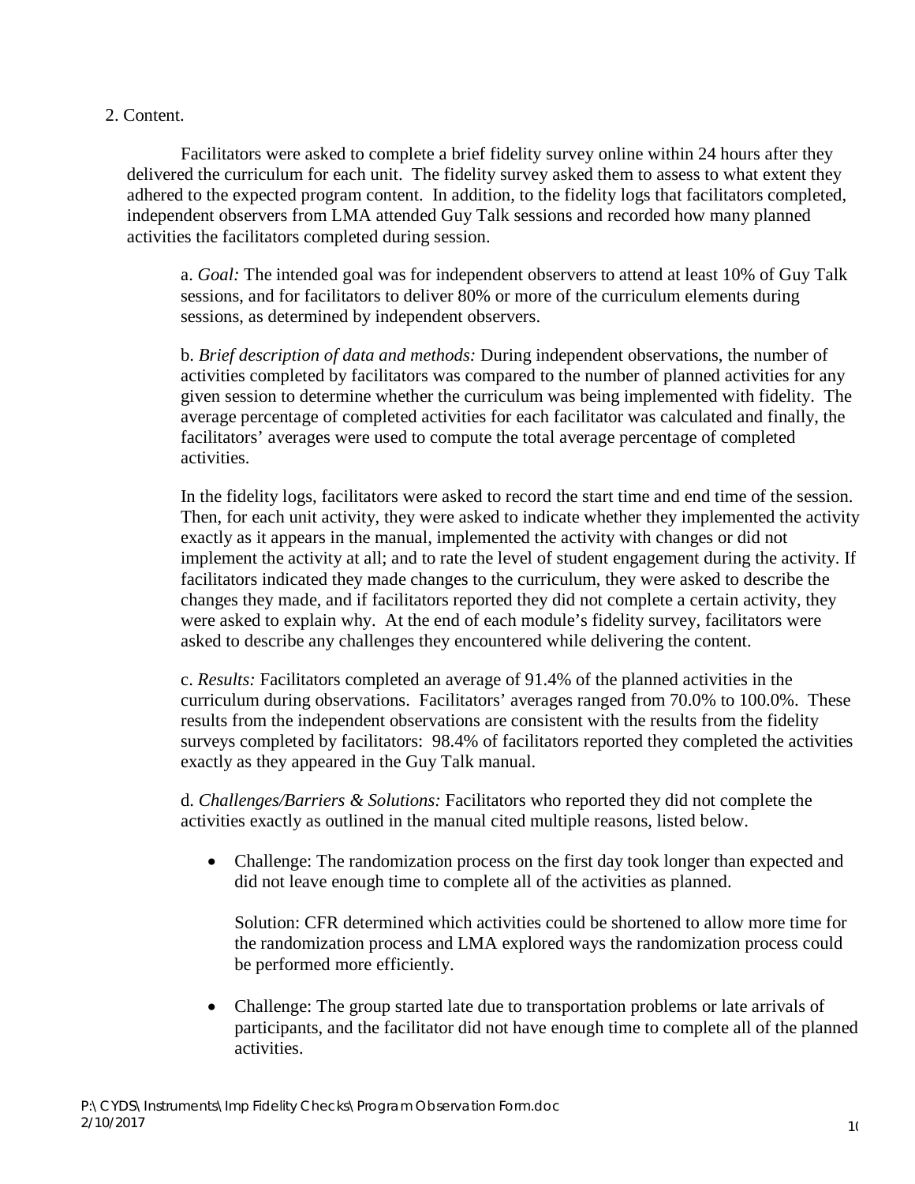2. Content.

Facilitators were asked to complete a brief fidelity survey online within 24 hours after they delivered the curriculum for each unit. The fidelity survey asked them to assess to what extent they adhered to the expected program content. In addition, to the fidelity logs that facilitators completed, independent observers from LMA attended Guy Talk sessions and recorded how many planned activities the facilitators completed during session.

a. *Goal:* The intended goal was for independent observers to attend at least 10% of Guy Talk sessions, and for facilitators to deliver 80% or more of the curriculum elements during sessions, as determined by independent observers.

b. *Brief description of data and methods:* During independent observations, the number of activities completed by facilitators was compared to the number of planned activities for any given session to determine whether the curriculum was being implemented with fidelity. The average percentage of completed activities for each facilitator was calculated and finally, the facilitators' averages were used to compute the total average percentage of completed activities.

In the fidelity logs, facilitators were asked to record the start time and end time of the session. Then, for each unit activity, they were asked to indicate whether they implemented the activity exactly as it appears in the manual, implemented the activity with changes or did not implement the activity at all; and to rate the level of student engagement during the activity. If facilitators indicated they made changes to the curriculum, they were asked to describe the changes they made, and if facilitators reported they did not complete a certain activity, they were asked to explain why. At the end of each module's fidelity survey, facilitators were asked to describe any challenges they encountered while delivering the content.

c. *Results:* Facilitators completed an average of 91.4% of the planned activities in the curriculum during observations. Facilitators' averages ranged from 70.0% to 100.0%. These results from the independent observations are consistent with the results from the fidelity surveys completed by facilitators: 98.4% of facilitators reported they completed the activities exactly as they appeared in the Guy Talk manual.

d. *Challenges/Barriers & Solutions:* Facilitators who reported they did not complete the activities exactly as outlined in the manual cited multiple reasons, listed below.

- Challenge: The randomization process on the first day took longer than expected and did not leave enough time to complete all of the activities as planned.

  Solution: CFR determined which activities could be shortened to allow more time for the randomization process and LMA explored ways the randomization process could be performed more efficiently.

- Challenge: The group started late due to transportation problems or late arrivals of participants, and the facilitator did not have enough time to complete all of the planned activities.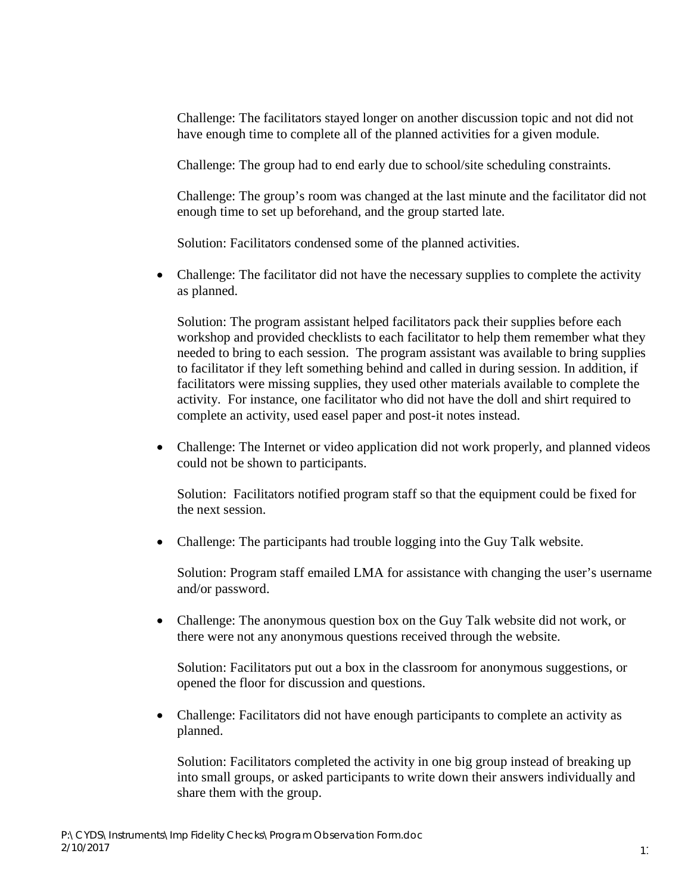Challenge: The facilitators stayed longer on another discussion topic and not did not have enough time to complete all of the planned activities for a given module.

Challenge: The group had to end early due to school/site scheduling constraints.

Challenge: The group's room was changed at the last minute and the facilitator did not enough time to set up beforehand, and the group started late.

Solution: Facilitators condensed some of the planned activities.

- Challenge: The facilitator did not have the necessary supplies to complete the activity as planned.

  Solution: The program assistant helped facilitators pack their supplies before each workshop and provided checklists to each facilitator to help them remember what they needed to bring to each session. The program assistant was available to bring supplies to facilitator if they left something behind and called in during session. In addition, if facilitators were missing supplies, they used other materials available to complete the activity. For instance, one facilitator who did not have the doll and shirt required to complete an activity, used easel paper and post-it notes instead.

- Challenge: The Internet or video application did not work properly, and planned videos could not be shown to participants.

  Solution: Facilitators notified program staff so that the equipment could be fixed for the next session.

- Challenge: The participants had trouble logging into the Guy Talk website.

  Solution: Program staff emailed LMA for assistance with changing the user's username and/or password.

- Challenge: The anonymous question box on the Guy Talk website did not work, or there were not any anonymous questions received through the website.

  Solution: Facilitators put out a box in the classroom for anonymous suggestions, or opened the floor for discussion and questions.

- Challenge: Facilitators did not have enough participants to complete an activity as planned.

  Solution: Facilitators completed the activity in one big group instead of breaking up into small groups, or asked participants to write down their answers individually and share them with the group.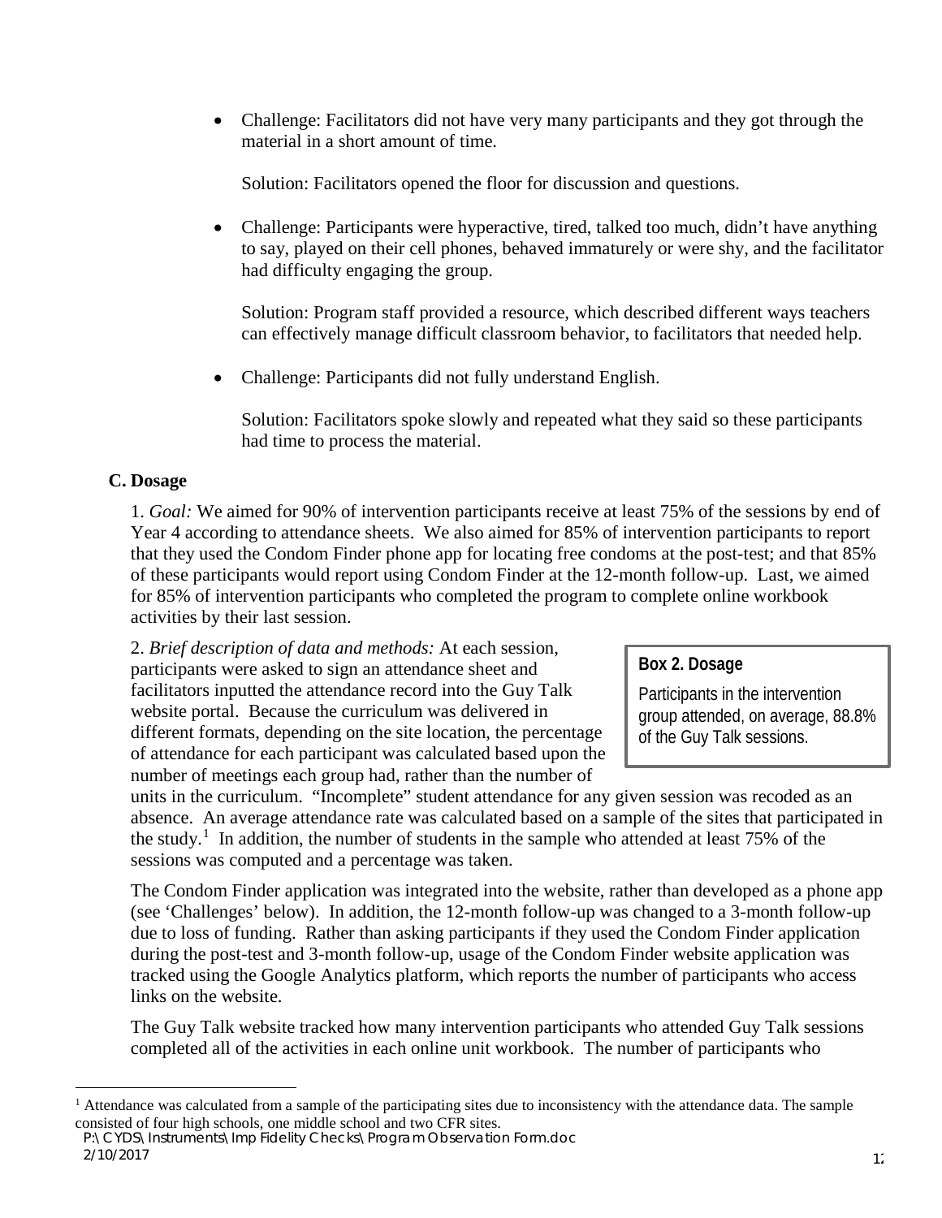- Challenge: Facilitators did not have very many participants and they got through the material in a short amount of time.

  Solution: Facilitators opened the floor for discussion and questions.

- Challenge: Participants were hyperactive, tired, talked too much, didn't have anything to say, played on their cell phones, behaved immaturely or were shy, and the facilitator had difficulty engaging the group.

  Solution: Program staff provided a resource, which described different ways teachers can effectively manage difficult classroom behavior, to facilitators that needed help.

- Challenge: Participants did not fully understand English.

  Solution: Facilitators spoke slowly and repeated what they said so these participants had time to process the material.

### C. Dosage

1. *Goal:* We aimed for 90% of intervention participants receive at least 75% of the sessions by end of Year 4 according to attendance sheets. We also aimed for 85% of intervention participants to report that they used the Condom Finder phone app for locating free condoms at the post-test; and that 85% of these participants would report using Condom Finder at the 12-month follow-up. Last, we aimed for 85% of intervention participants who completed the program to complete online workbook activities by their last session.

> **Box 2. Dosage**
>
> Participants in the intervention group attended, on average, 88.8% of the Guy Talk sessions.

2. *Brief description of data and methods:* At each session, participants were asked to sign an attendance sheet and facilitators inputted the attendance record into the Guy Talk website portal. Because the curriculum was delivered in different formats, depending on the site location, the percentage of attendance for each participant was calculated based upon the number of meetings each group had, rather than the number of units in the curriculum. "Incomplete" student attendance for any given session was recoded as an absence. An average attendance rate was calculated based on a sample of the sites that participated in the study.[1] In addition, the number of students in the sample who attended at least 75% of the sessions was computed and a percentage was taken.

The Condom Finder application was integrated into the website, rather than developed as a phone app (see 'Challenges' below). In addition, the 12-month follow-up was changed to a 3-month follow-up due to loss of funding. Rather than asking participants if they used the Condom Finder application during the post-test and 3-month follow-up, usage of the Condom Finder website application was tracked using the Google Analytics platform, which reports the number of participants who access links on the website.

The Guy Talk website tracked how many intervention participants who attended Guy Talk sessions completed all of the activities in each online unit workbook. The number of participants who

[1] Attendance was calculated from a sample of the participating sites due to inconsistency with the attendance data. The sample consisted of four high schools, one middle school and two CFR sites.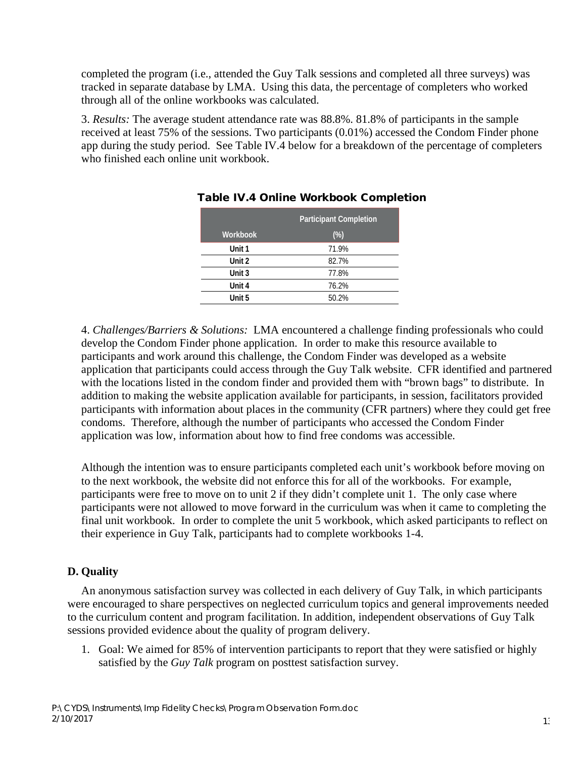completed the program (i.e., attended the Guy Talk sessions and completed all three surveys) was tracked in separate database by LMA. Using this data, the percentage of completers who worked through all of the online workbooks was calculated.

3. *Results:* The average student attendance rate was 88.8%. 81.8% of participants in the sample received at least 75% of the sessions. Two participants (0.01%) accessed the Condom Finder phone app during the study period. See Table IV.4 below for a breakdown of the percentage of completers who finished each online unit workbook.

**Table IV.4 Online Workbook Completion**

| Workbook | Participant Completion (%) |
|---|---|
| Unit 1 | 71.9% |
| Unit 2 | 82.7% |
| Unit 3 | 77.8% |
| Unit 4 | 76.2% |
| Unit 5 | 50.2% |

4. *Challenges/Barriers & Solutions:* LMA encountered a challenge finding professionals who could develop the Condom Finder phone application. In order to make this resource available to participants and work around this challenge, the Condom Finder was developed as a website application that participants could access through the Guy Talk website. CFR identified and partnered with the locations listed in the condom finder and provided them with "brown bags" to distribute. In addition to making the website application available for participants, in session, facilitators provided participants with information about places in the community (CFR partners) where they could get free condoms. Therefore, although the number of participants who accessed the Condom Finder application was low, information about how to find free condoms was accessible.

Although the intention was to ensure participants completed each unit's workbook before moving on to the next workbook, the website did not enforce this for all of the workbooks. For example, participants were free to move on to unit 2 if they didn't complete unit 1. The only case where participants were not allowed to move forward in the curriculum was when it came to completing the final unit workbook. In order to complete the unit 5 workbook, which asked participants to reflect on their experience in Guy Talk, participants had to complete workbooks 1-4.

## D. Quality

An anonymous satisfaction survey was collected in each delivery of Guy Talk, in which participants were encouraged to share perspectives on neglected curriculum topics and general improvements needed to the curriculum content and program facilitation. In addition, independent observations of Guy Talk sessions provided evidence about the quality of program delivery.

1. Goal: We aimed for 85% of intervention participants to report that they were satisfied or highly satisfied by the *Guy Talk* program on posttest satisfaction survey.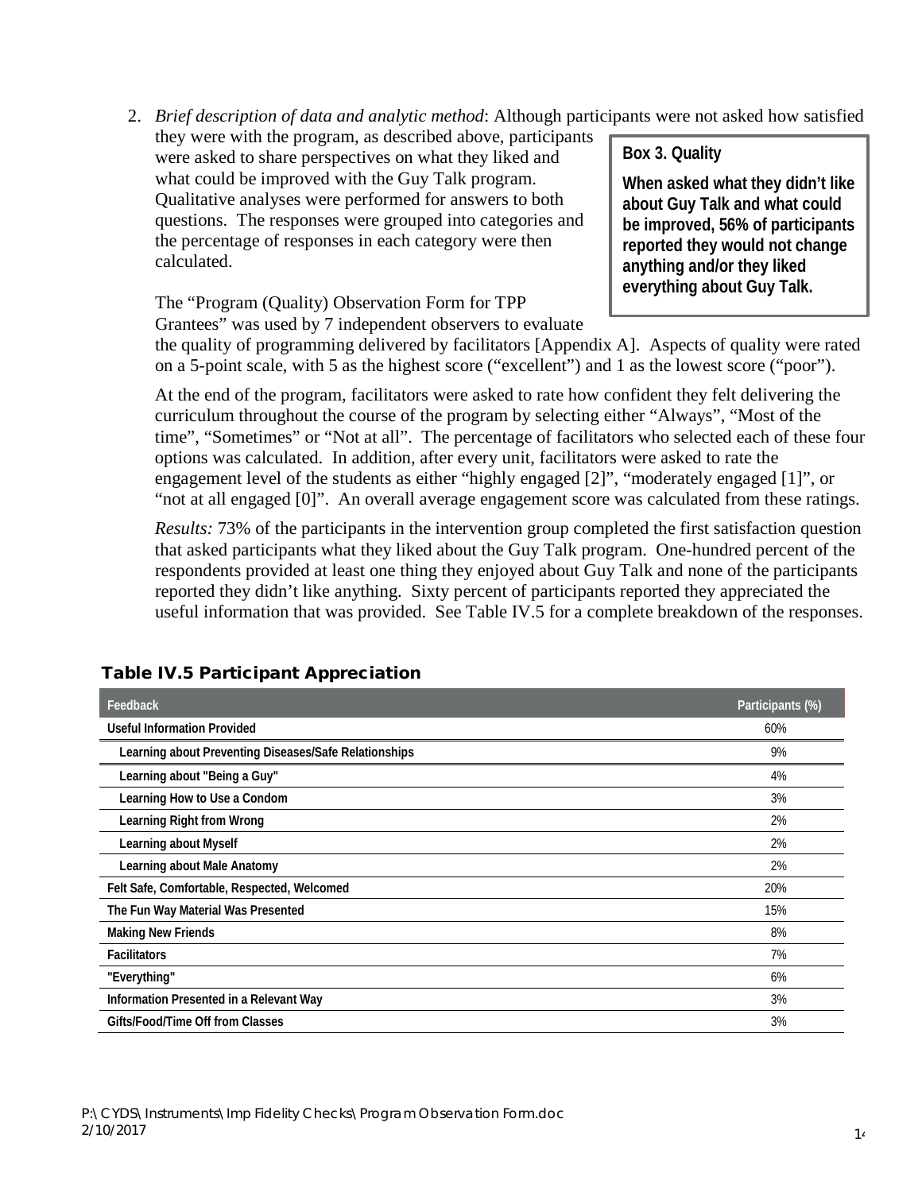2. *Brief description of data and analytic method*: Although participants were not asked how satisfied they were with the program, as described above, participants were asked to share perspectives on what they liked and what could be improved with the Guy Talk program. Qualitative analyses were performed for answers to both questions. The responses were grouped into categories and the percentage of responses in each category were then calculated.

> **Box 3. Quality**
>
> **When asked what they didn't like about Guy Talk and what could be improved, 56% of participants reported they would not change anything and/or they liked everything about Guy Talk.**

The "Program (Quality) Observation Form for TPP Grantees" was used by 7 independent observers to evaluate the quality of programming delivered by facilitators [Appendix A]. Aspects of quality were rated on a 5-point scale, with 5 as the highest score ("excellent") and 1 as the lowest score ("poor").

At the end of the program, facilitators were asked to rate how confident they felt delivering the curriculum throughout the course of the program by selecting either "Always", "Most of the time", "Sometimes" or "Not at all". The percentage of facilitators who selected each of these four options was calculated. In addition, after every unit, facilitators were asked to rate the engagement level of the students as either "highly engaged [2]", "moderately engaged [1]", or "not at all engaged [0]". An overall average engagement score was calculated from these ratings.

*Results:* 73% of the participants in the intervention group completed the first satisfaction question that asked participants what they liked about the Guy Talk program. One-hundred percent of the respondents provided at least one thing they enjoyed about Guy Talk and none of the participants reported they didn't like anything. Sixty percent of participants reported they appreciated the useful information that was provided. See Table IV.5 for a complete breakdown of the responses.

**Table IV.5 Participant Appreciation**

| Feedback | Participants (%) |
|---|---|
| Useful Information Provided | 60% |
| Learning about Preventing Diseases/Safe Relationships | 9% |
| Learning about "Being a Guy" | 4% |
| Learning How to Use a Condom | 3% |
| Learning Right from Wrong | 2% |
| Learning about Myself | 2% |
| Learning about Male Anatomy | 2% |
| Felt Safe, Comfortable, Respected, Welcomed | 20% |
| The Fun Way Material Was Presented | 15% |
| Making New Friends | 8% |
| Facilitators | 7% |
| "Everything" | 6% |
| Information Presented in a Relevant Way | 3% |
| Gifts/Food/Time Off from Classes | 3% |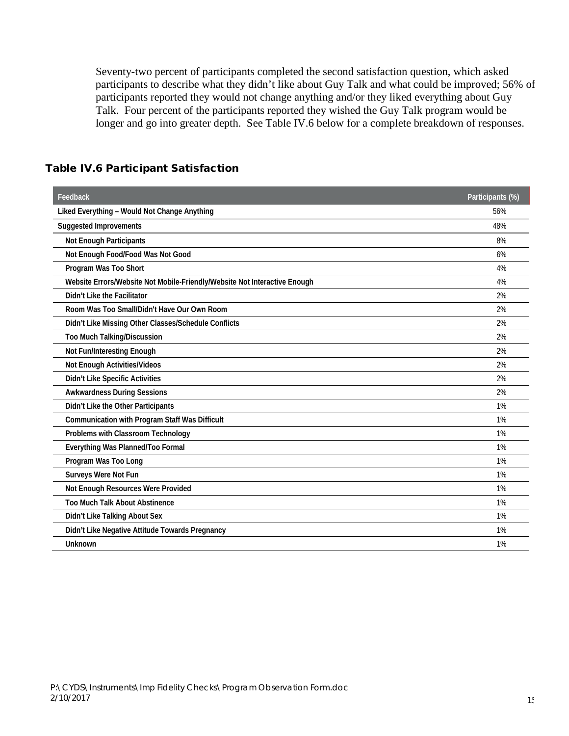Seventy-two percent of participants completed the second satisfaction question, which asked participants to describe what they didn't like about Guy Talk and what could be improved; 56% of participants reported they would not change anything and/or they liked everything about Guy Talk. Four percent of the participants reported they wished the Guy Talk program would be longer and go into greater depth. See Table IV.6 below for a complete breakdown of responses.

### Table IV.6 Participant Satisfaction

| Feedback | Participants (%) |
|---|---|
| Liked Everything – Would Not Change Anything | 56% |
| Suggested Improvements | 48% |
| Not Enough Participants | 8% |
| Not Enough Food/Food Was Not Good | 6% |
| Program Was Too Short | 4% |
| Website Errors/Website Not Mobile-Friendly/Website Not Interactive Enough | 4% |
| Didn't Like the Facilitator | 2% |
| Room Was Too Small/Didn't Have Our Own Room | 2% |
| Didn't Like Missing Other Classes/Schedule Conflicts | 2% |
| Too Much Talking/Discussion | 2% |
| Not Fun/Interesting Enough | 2% |
| Not Enough Activities/Videos | 2% |
| Didn't Like Specific Activities | 2% |
| Awkwardness During Sessions | 2% |
| Didn't Like the Other Participants | 1% |
| Communication with Program Staff Was Difficult | 1% |
| Problems with Classroom Technology | 1% |
| Everything Was Planned/Too Formal | 1% |
| Program Was Too Long | 1% |
| Surveys Were Not Fun | 1% |
| Not Enough Resources Were Provided | 1% |
| Too Much Talk About Abstinence | 1% |
| Didn't Like Talking About Sex | 1% |
| Didn't Like Negative Attitude Towards Pregnancy | 1% |
| Unknown | 1% |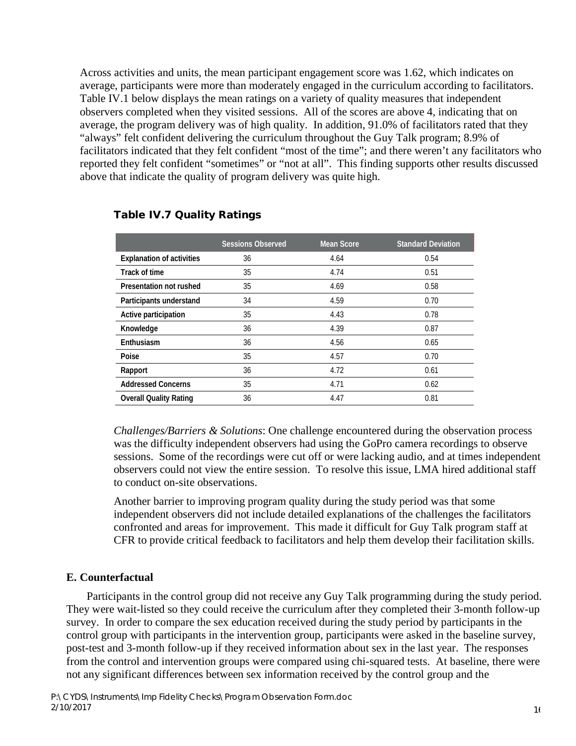Across activities and units, the mean participant engagement score was 1.62, which indicates on average, participants were more than moderately engaged in the curriculum according to facilitators. Table IV.1 below displays the mean ratings on a variety of quality measures that independent observers completed when they visited sessions. All of the scores are above 4, indicating that on average, the program delivery was of high quality. In addition, 91.0% of facilitators rated that they "always" felt confident delivering the curriculum throughout the Guy Talk program; 8.9% of facilitators indicated that they felt confident "most of the time"; and there weren't any facilitators who reported they felt confident "sometimes" or "not at all". This finding supports other results discussed above that indicate the quality of program delivery was quite high.

**Table IV.7 Quality Ratings**

| | Sessions Observed | Mean Score | Standard Deviation |
|---|---|---|---|
| Explanation of activities | 36 | 4.64 | 0.54 |
| Track of time | 35 | 4.74 | 0.51 |
| Presentation not rushed | 35 | 4.69 | 0.58 |
| Participants understand | 34 | 4.59 | 0.70 |
| Active participation | 35 | 4.43 | 0.78 |
| Knowledge | 36 | 4.39 | 0.87 |
| Enthusiasm | 36 | 4.56 | 0.65 |
| Poise | 35 | 4.57 | 0.70 |
| Rapport | 36 | 4.72 | 0.61 |
| Addressed Concerns | 35 | 4.71 | 0.62 |
| Overall Quality Rating | 36 | 4.47 | 0.81 |

*Challenges/Barriers & Solutions*: One challenge encountered during the observation process was the difficulty independent observers had using the GoPro camera recordings to observe sessions. Some of the recordings were cut off or were lacking audio, and at times independent observers could not view the entire session. To resolve this issue, LMA hired additional staff to conduct on-site observations.

Another barrier to improving program quality during the study period was that some independent observers did not include detailed explanations of the challenges the facilitators confronted and areas for improvement. This made it difficult for Guy Talk program staff at CFR to provide critical feedback to facilitators and help them develop their facilitation skills.

### E. Counterfactual

Participants in the control group did not receive any Guy Talk programming during the study period. They were wait-listed so they could receive the curriculum after they completed their 3-month follow-up survey. In order to compare the sex education received during the study period by participants in the control group with participants in the intervention group, participants were asked in the baseline survey, post-test and 3-month follow-up if they received information about sex in the last year. The responses from the control and intervention groups were compared using chi-squared tests. At baseline, there were not any significant differences between sex information received by the control group and the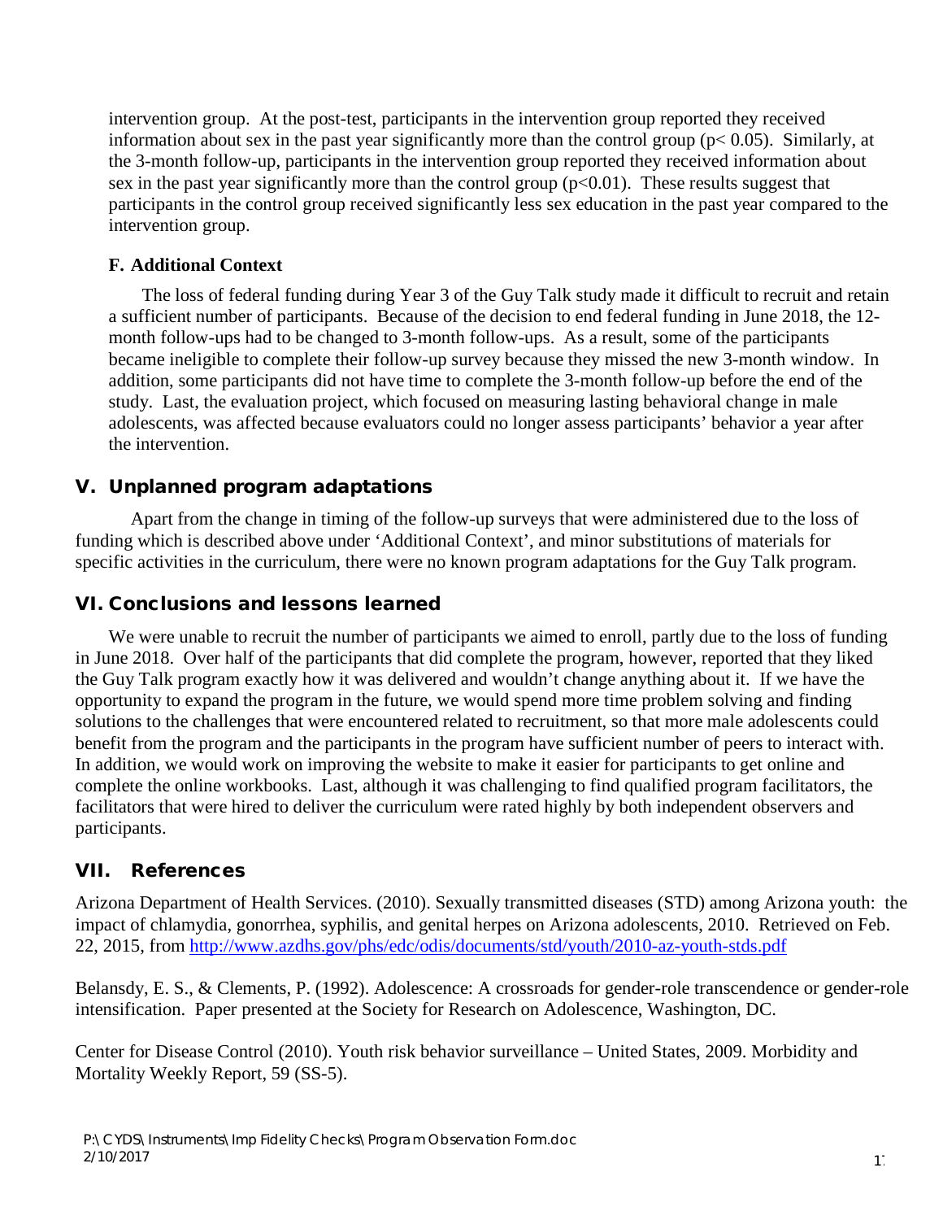intervention group. At the post-test, participants in the intervention group reported they received information about sex in the past year significantly more than the control group ($p < 0.05$). Similarly, at the 3-month follow-up, participants in the intervention group reported they received information about sex in the past year significantly more than the control group ($p < 0.01$). These results suggest that participants in the control group received significantly less sex education in the past year compared to the intervention group.

### F. Additional Context

The loss of federal funding during Year 3 of the Guy Talk study made it difficult to recruit and retain a sufficient number of participants. Because of the decision to end federal funding in June 2018, the 12-month follow-ups had to be changed to 3-month follow-ups. As a result, some of the participants became ineligible to complete their follow-up survey because they missed the new 3-month window. In addition, some participants did not have time to complete the 3-month follow-up before the end of the study. Last, the evaluation project, which focused on measuring lasting behavioral change in male adolescents, was affected because evaluators could no longer assess participants' behavior a year after the intervention.

## V. Unplanned program adaptations

Apart from the change in timing of the follow-up surveys that were administered due to the loss of funding which is described above under 'Additional Context', and minor substitutions of materials for specific activities in the curriculum, there were no known program adaptations for the Guy Talk program.

## VI. Conclusions and lessons learned

We were unable to recruit the number of participants we aimed to enroll, partly due to the loss of funding in June 2018. Over half of the participants that did complete the program, however, reported that they liked the Guy Talk program exactly how it was delivered and wouldn't change anything about it. If we have the opportunity to expand the program in the future, we would spend more time problem solving and finding solutions to the challenges that were encountered related to recruitment, so that more male adolescents could benefit from the program and the participants in the program have sufficient number of peers to interact with. In addition, we would work on improving the website to make it easier for participants to get online and complete the online workbooks. Last, although it was challenging to find qualified program facilitators, the facilitators that were hired to deliver the curriculum were rated highly by both independent observers and participants.

## VII. References

Arizona Department of Health Services. (2010). Sexually transmitted diseases (STD) among Arizona youth: the impact of chlamydia, gonorrhea, syphilis, and genital herpes on Arizona adolescents, 2010. Retrieved on Feb. 22, 2015, from http://www.azdhs.gov/phs/edc/odis/documents/std/youth/2010-az-youth-stds.pdf

Belansdy, E. S., & Clements, P. (1992). Adolescence: A crossroads for gender-role transcendence or gender-role intensification. Paper presented at the Society for Research on Adolescence, Washington, DC.

Center for Disease Control (2010). Youth risk behavior surveillance – United States, 2009. Morbidity and Mortality Weekly Report, 59 (SS-5).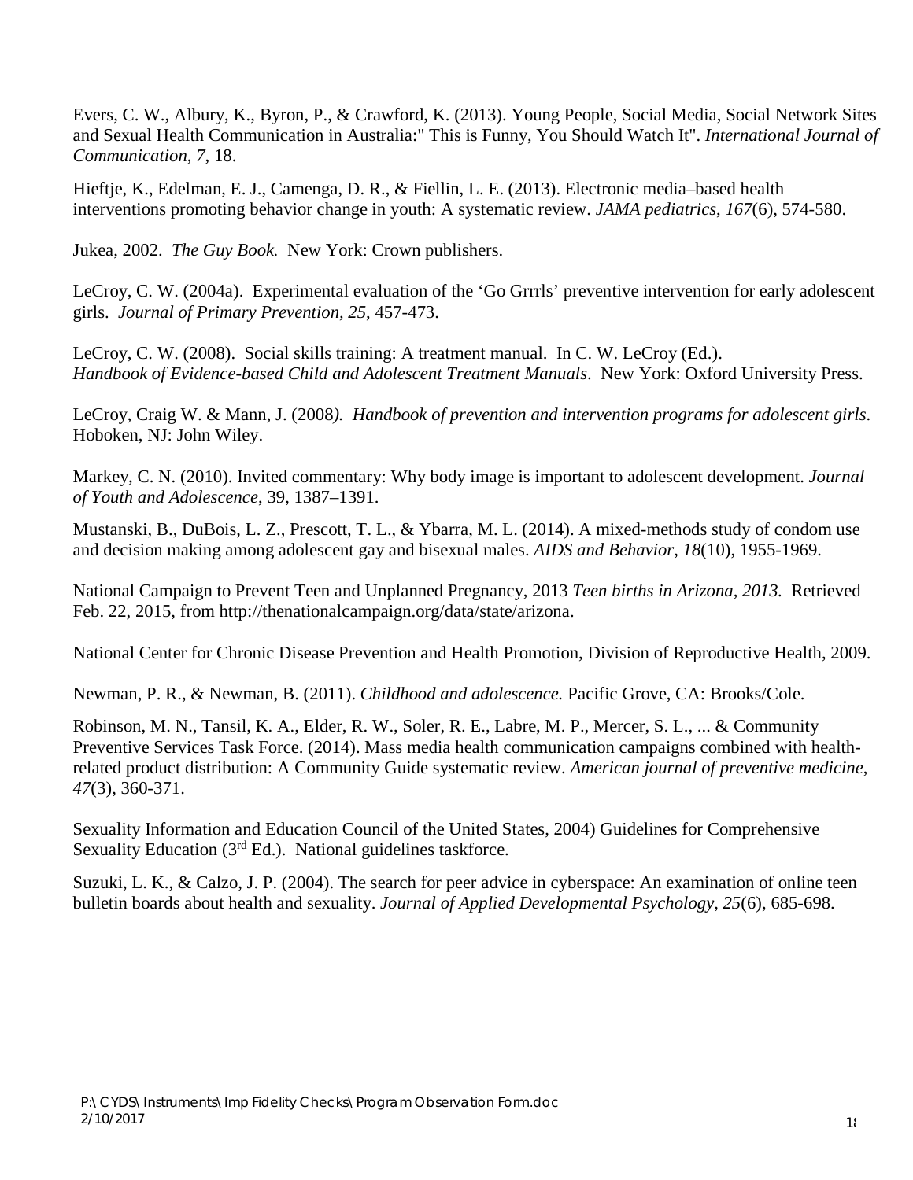Evers, C. W., Albury, K., Byron, P., & Crawford, K. (2013). Young People, Social Media, Social Network Sites and Sexual Health Communication in Australia:" This is Funny, You Should Watch It". *International Journal of Communication*, *7*, 18.

Hieftje, K., Edelman, E. J., Camenga, D. R., & Fiellin, L. E. (2013). Electronic media–based health interventions promoting behavior change in youth: A systematic review. *JAMA pediatrics*, *167*(6), 574-580.

Jukea, 2002. *The Guy Book.* New York: Crown publishers.

LeCroy, C. W. (2004a). Experimental evaluation of the 'Go Grrrls' preventive intervention for early adolescent girls. *Journal of Primary Prevention, 25*, 457-473.

LeCroy, C. W. (2008). Social skills training: A treatment manual. In C. W. LeCroy (Ed.). *Handbook of Evidence-based Child and Adolescent Treatment Manuals*. New York: Oxford University Press.

LeCroy, Craig W. & Mann, J. (2008*). Handbook of prevention and intervention programs for adolescent girls*. Hoboken, NJ: John Wiley.

Markey, C. N. (2010). Invited commentary: Why body image is important to adolescent development. *Journal of Youth and Adolescence*, 39, 1387–1391.

Mustanski, B., DuBois, L. Z., Prescott, T. L., & Ybarra, M. L. (2014). A mixed-methods study of condom use and decision making among adolescent gay and bisexual males. *AIDS and Behavior*, *18*(10), 1955-1969.

National Campaign to Prevent Teen and Unplanned Pregnancy, 2013 *Teen births in Arizona, 2013.* Retrieved Feb. 22, 2015, from http://thenationalcampaign.org/data/state/arizona.

National Center for Chronic Disease Prevention and Health Promotion, Division of Reproductive Health, 2009.

Newman, P. R., & Newman, B. (2011). *Childhood and adolescence.* Pacific Grove, CA: Brooks/Cole.

Robinson, M. N., Tansil, K. A., Elder, R. W., Soler, R. E., Labre, M. P., Mercer, S. L., ... & Community Preventive Services Task Force. (2014). Mass media health communication campaigns combined with health-related product distribution: A Community Guide systematic review. *American journal of preventive medicine*, *47*(3), 360-371.

Sexuality Information and Education Council of the United States, 2004) Guidelines for Comprehensive Sexuality Education (3rd Ed.). National guidelines taskforce.

Suzuki, L. K., & Calzo, J. P. (2004). The search for peer advice in cyberspace: An examination of online teen bulletin boards about health and sexuality. *Journal of Applied Developmental Psychology*, *25*(6), 685-698.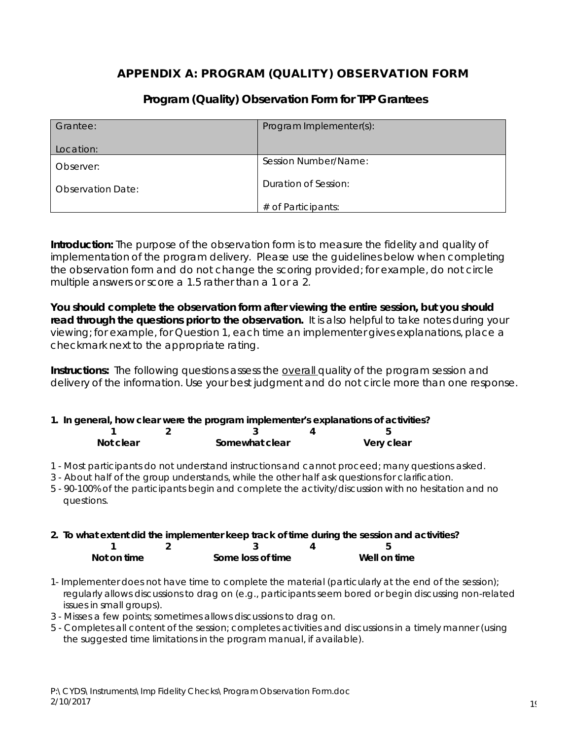## APPENDIX A: PROGRAM (QUALITY) OBSERVATION FORM

### Program (Quality) Observation Form for TPP Grantees

| Grantee:<br><br>Location: | Program Implementer(s): |
|---|---|
| Observer:<br><br>Observation Date: | Session Number/Name:<br><br>Duration of Session:<br><br># of Participants: |

**Introduction:** The purpose of the observation form is to measure the fidelity and quality of implementation of the program delivery. Please use the guidelines below when completing the observation form and do not change the scoring provided; for example, do not circle multiple answers or score a 1.5 rather than a 1 or a 2.

**You should complete the observation form after viewing the entire session, but you should read through the questions prior to the observation.** It is also helpful to take notes during your viewing; for example, for Question 1, each time an implementer gives explanations, place a checkmark next to the appropriate rating.

**Instructions:** The following questions assess the <u>overall</u> quality of the program session and delivery of the information. Use your best judgment and do not circle more than one response.

**1. In general, how clear were the program implementer's explanations of activities?**

| 1 | 2 | 3 | 4 | 5 |
|---|---|---|---|---|
| **Not clear** | | **Somewhat clear** | | **Very clear** |

1 - Most participants do not understand instructions and cannot proceed; many questions asked.
3 - About half of the group understands, while the other half ask questions for clarification.
5 - 90-100% of the participants begin and complete the activity/discussion with no hesitation and no questions.

**2. To what extent did the implementer keep track of time during the session and activities?**

| 1 | 2 | 3 | 4 | 5 |
|---|---|---|---|---|
| **Not on time** | | **Some loss of time** | | **Well on time** |

1- Implementer does not have time to complete the material (particularly at the end of the session); regularly allows discussions to drag on (e.g., participants seem bored or begin discussing non-related issues in small groups).
3 - Misses a few points; sometimes allows discussions to drag on.
5 - Completes all content of the session; completes activities and discussions in a timely manner (using the suggested time limitations in the program manual, if available).

P:\CYDS\Instruments\Imp Fidelity Checks\Program Observation Form.doc
2/10/2017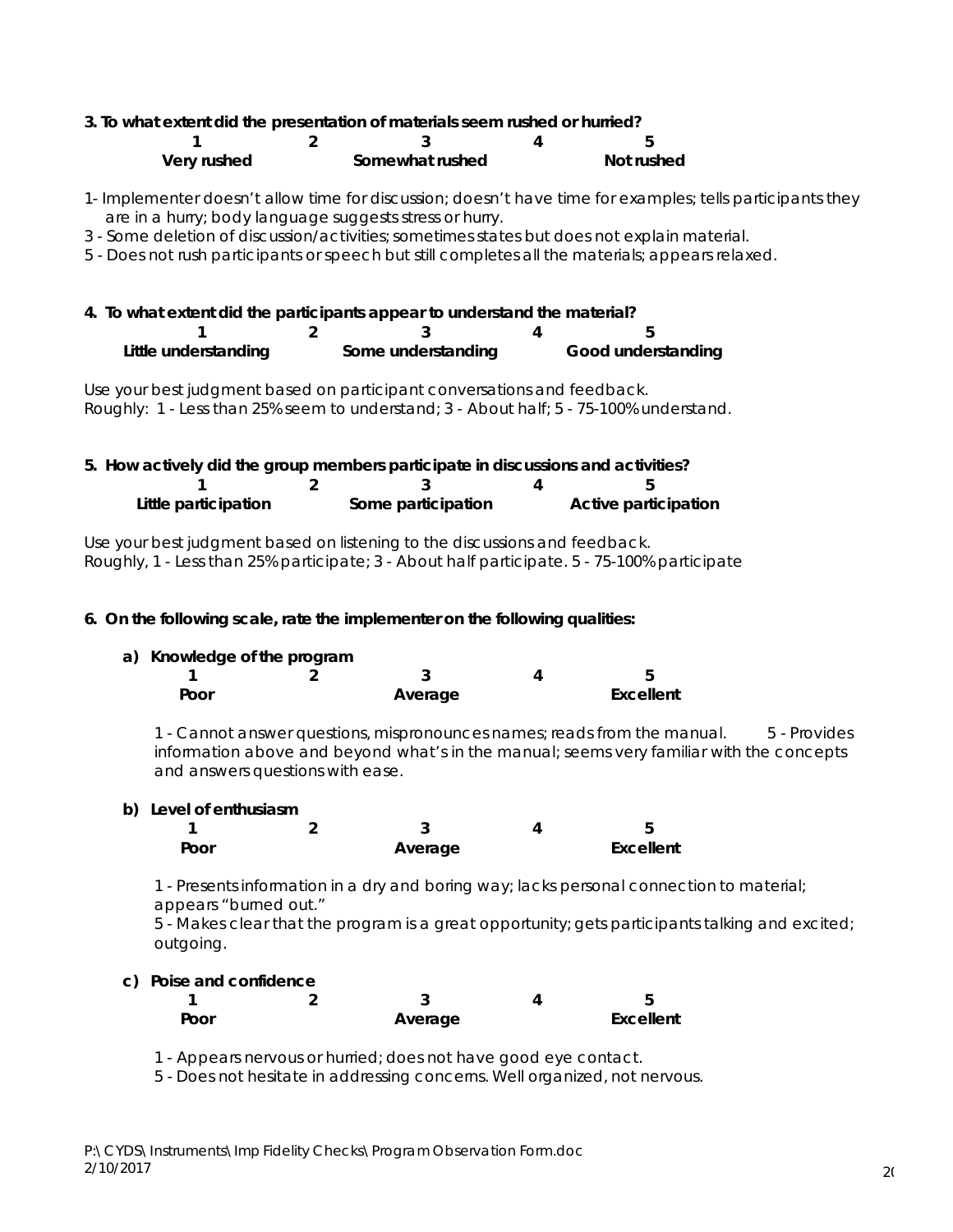**3. To what extent did the presentation of materials seem rushed or hurried?**

| 1 | 2 | 3 | 4 | 5 |
|---|---|---|---|---|
| Very rushed | | Somewhat rushed | | Not rushed |

*1- Implementer doesn't allow time for discussion; doesn't have time for examples; tells participants they are in a hurry; body language suggests stress or hurry.*
*3 - Some deletion of discussion/activities; sometimes states but does not explain material.*
*5 - Does not rush participants or speech but still completes all the materials; appears relaxed.*

**4. To what extent did the participants appear to understand the material?**

| 1 | 2 | 3 | 4 | 5 |
|---|---|---|---|---|
| Little understanding | | Some understanding | | Good understanding |

*Use your best judgment based on participant conversations and feedback.*
*Roughly: 1 - Less than 25% seem to understand; 3 - About half; 5 - 75-100% understand.*

**5. How actively did the group members participate in discussions and activities?**

| 1 | 2 | 3 | 4 | 5 |
|---|---|---|---|---|
| Little participation | | Some participation | | Active participation |

*Use your best judgment based on listening to the discussions and feedback.*
*Roughly, 1 - Less than 25% participate; 3 - About half participate. 5 - 75-100% participate*

**6. On the following scale, rate the implementer on the following qualities:**

**a) Knowledge of the program**

| 1 | 2 | 3 | 4 | 5 |
|---|---|---|---|---|
| Poor | | Average | | Excellent |

*1 - Cannot answer questions, mispronounces names; reads from the manual. 5 - Provides information above and beyond what's in the manual; seems very familiar with the concepts and answers questions with ease.*

**b) Level of enthusiasm**

| 1 | 2 | 3 | 4 | 5 |
|---|---|---|---|---|
| Poor | | Average | | Excellent |

*1 - Presents information in a dry and boring way; lacks personal connection to material; appears "burned out."*
*5 - Makes clear that the program is a great opportunity; gets participants talking and excited; outgoing.*

**c) Poise and confidence**

| 1 | 2 | 3 | 4 | 5 |
|---|---|---|---|---|
| Poor | | Average | | Excellent |

*1 - Appears nervous or hurried; does not have good eye contact.*
*5 - Does not hesitate in addressing concerns. Well organized, not nervous.*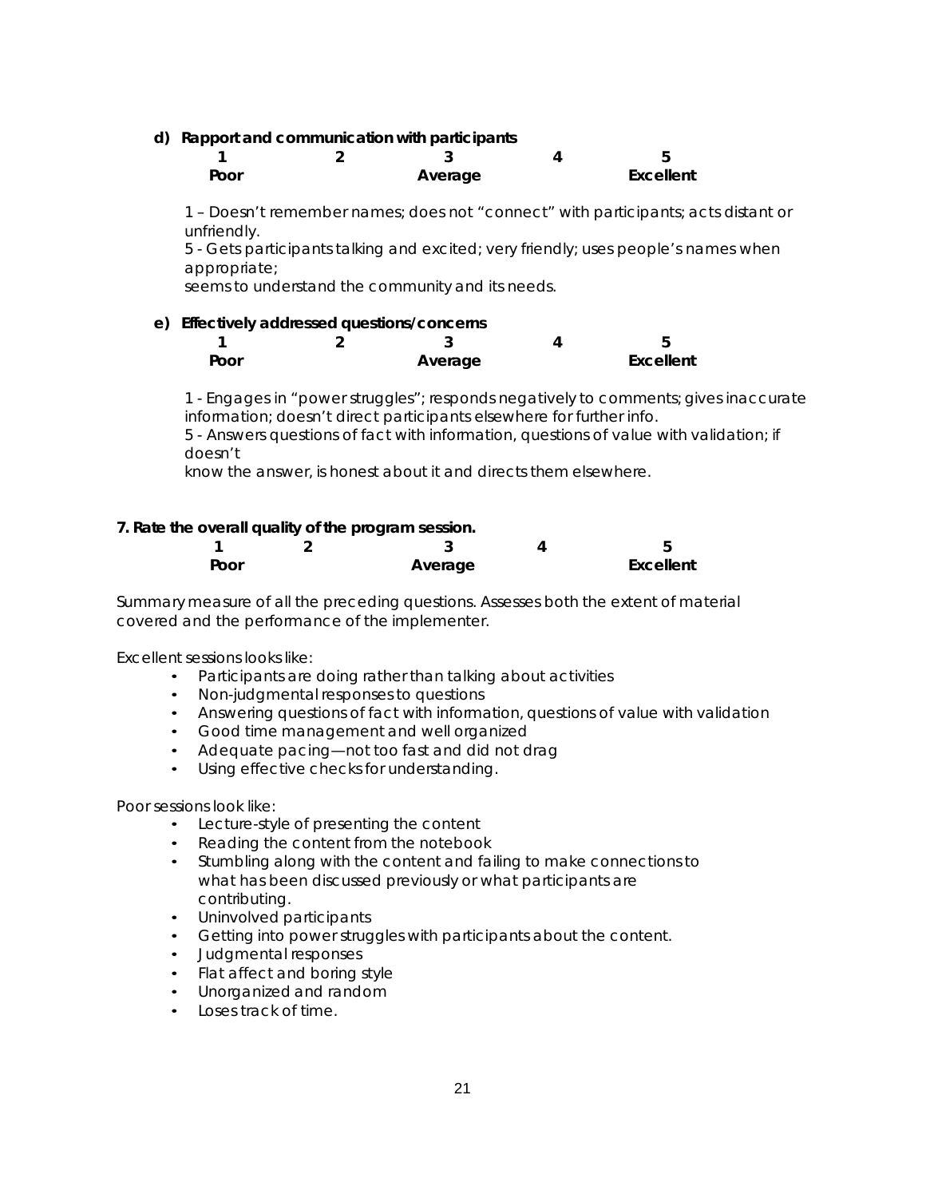**d) Rapport and communication with participants**

| 1 | 2 | 3 | 4 | 5 |
|---|---|---|---|---|
| Poor | | Average | | Excellent |

1 – Doesn't remember names; does not "connect" with participants; acts distant or unfriendly.
5 - Gets participants talking and excited; very friendly; uses people's names when appropriate;
seems to understand the community and its needs.

**e) Effectively addressed questions/concerns**

| 1 | 2 | 3 | 4 | 5 |
|---|---|---|---|---|
| Poor | | Average | | Excellent |

1 - Engages in "power struggles"; responds negatively to comments; gives inaccurate information; doesn't direct participants elsewhere for further info.
5 - Answers questions of fact with information, questions of value with validation; if doesn't
know the answer, is honest about it and directs them elsewhere.

**7. Rate the overall quality of the program session.**

| 1 | 2 | 3 | 4 | 5 |
|---|---|---|---|---|
| Poor | | Average | | Excellent |

Summary measure of all the preceding questions. Assesses both the extent of material covered and the performance of the implementer.

Excellent sessions looks like:

- Participants are doing rather than talking about activities
- Non-judgmental responses to questions
- Answering questions of fact with information, questions of value with validation
- Good time management and well organized
- Adequate pacing—not too fast and did not drag
- Using effective checks for understanding.

Poor sessions look like:

- Lecture-style of presenting the content
- Reading the content from the notebook
- Stumbling along with the content and failing to make connections to what has been discussed previously or what participants are contributing.
- Uninvolved participants
- Getting into power struggles with participants about the content.
- Judgmental responses
- Flat affect and boring style
- Unorganized and random
- Loses track of time.